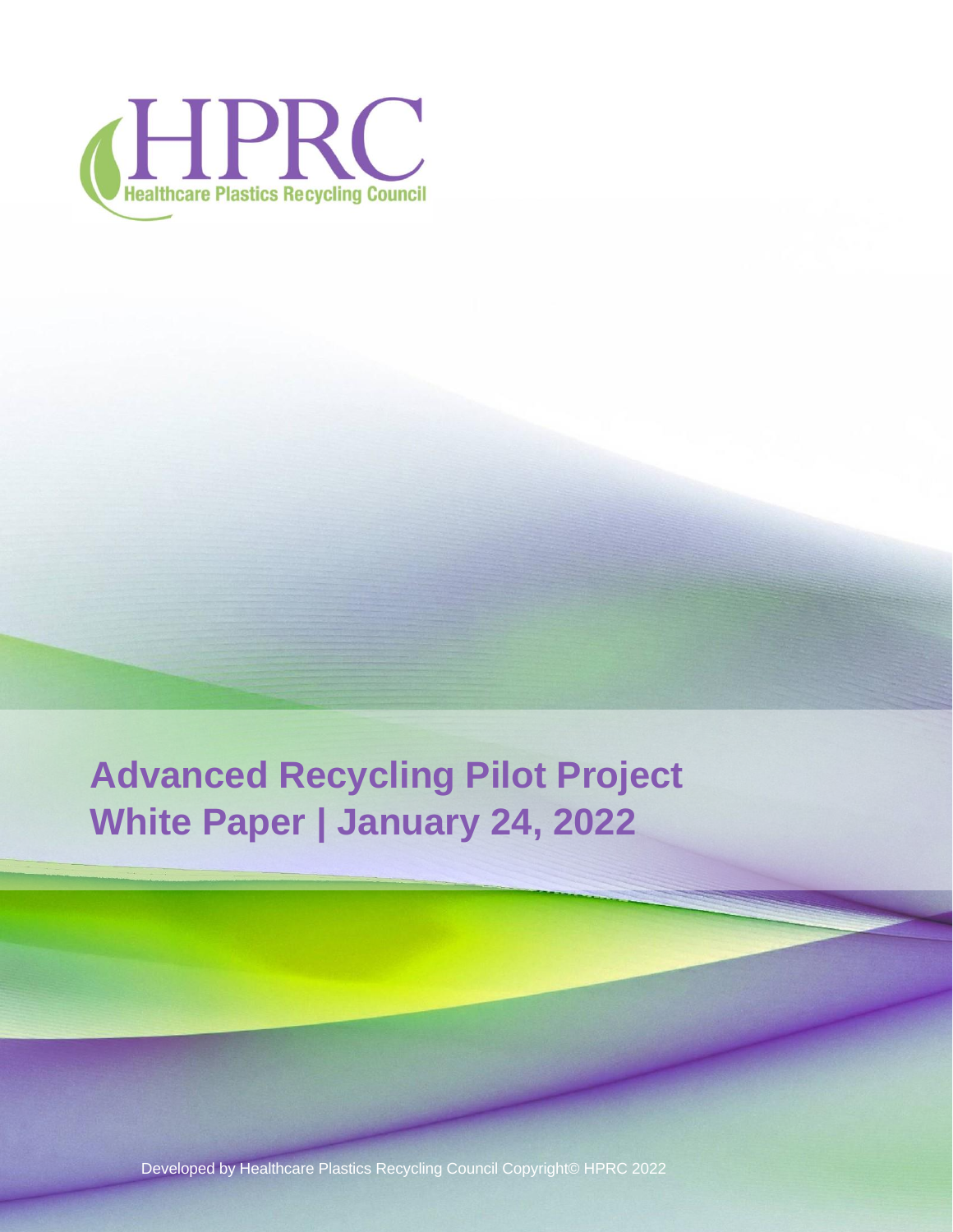HPRC

Healthcare Plastics Recycling Council

# Advanced Recycling Pilot Project White Paper | January 24, 2022

Developed by Healthcare Plastics Recycling Council Copyright© HPRC 2022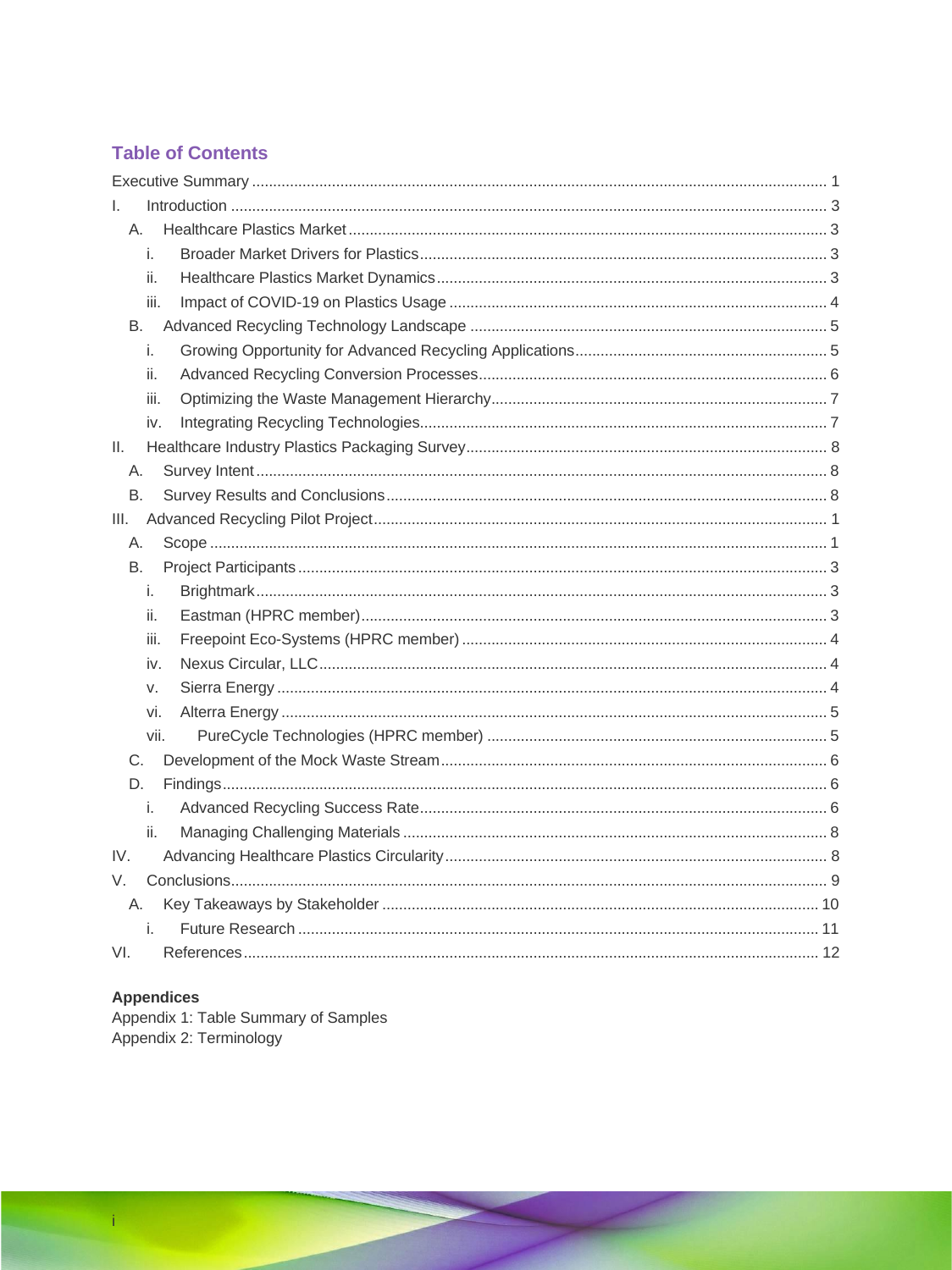## Table of Contents

- Executive Summary ... 1
- I. Introduction ... 3
  - A. Healthcare Plastics Market ... 3
    - i. Broader Market Drivers for Plastics ... 3
    - ii. Healthcare Plastics Market Dynamics ... 3
    - iii. Impact of COVID-19 on Plastics Usage ... 4
  - B. Advanced Recycling Technology Landscape ... 5
    - i. Growing Opportunity for Advanced Recycling Applications ... 5
    - ii. Advanced Recycling Conversion Processes ... 6
    - iii. Optimizing the Waste Management Hierarchy ... 7
    - iv. Integrating Recycling Technologies ... 7
- II. Healthcare Industry Plastics Packaging Survey ... 8
  - A. Survey Intent ... 8
  - B. Survey Results and Conclusions ... 8
- III. Advanced Recycling Pilot Project ... 1
  - A. Scope ... 1
  - B. Project Participants ... 3
    - i. Brightmark ... 3
    - ii. Eastman (HPRC member) ... 3
    - iii. Freepoint Eco-Systems (HPRC member) ... 4
    - iv. Nexus Circular, LLC ... 4
    - v. Sierra Energy ... 4
    - vi. Alterra Energy ... 5
    - vii. PureCycle Technologies (HPRC member) ... 5
  - C. Development of the Mock Waste Stream ... 6
  - D. Findings ... 6
    - i. Advanced Recycling Success Rate ... 6
    - ii. Managing Challenging Materials ... 8
- IV. Advancing Healthcare Plastics Circularity ... 8
- V. Conclusions ... 9
  - A. Key Takeaways by Stakeholder ... 10
    - i. Future Research ... 11
- VI. References ... 12

**Appendices**

Appendix 1: Table Summary of Samples
Appendix 2: Terminology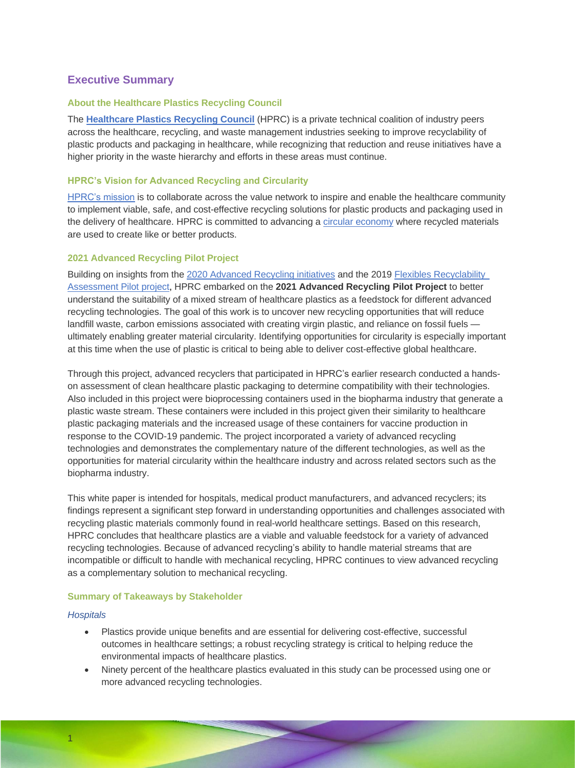## Executive Summary

### About the Healthcare Plastics Recycling Council

The **Healthcare Plastics Recycling Council** (HPRC) is a private technical coalition of industry peers across the healthcare, recycling, and waste management industries seeking to improve recyclability of plastic products and packaging in healthcare, while recognizing that reduction and reuse initiatives have a higher priority in the waste hierarchy and efforts in these areas must continue.

### HPRC's Vision for Advanced Recycling and Circularity

HPRC's mission is to collaborate across the value network to inspire and enable the healthcare community to implement viable, safe, and cost-effective recycling solutions for plastic products and packaging used in the delivery of healthcare. HPRC is committed to advancing a circular economy where recycled materials are used to create like or better products.

### 2021 Advanced Recycling Pilot Project

Building on insights from the 2020 Advanced Recycling initiatives and the 2019 Flexibles Recyclability Assessment Pilot project, HPRC embarked on the **2021 Advanced Recycling Pilot Project** to better understand the suitability of a mixed stream of healthcare plastics as a feedstock for different advanced recycling technologies. The goal of this work is to uncover new recycling opportunities that will reduce landfill waste, carbon emissions associated with creating virgin plastic, and reliance on fossil fuels — ultimately enabling greater material circularity. Identifying opportunities for circularity is especially important at this time when the use of plastic is critical to being able to deliver cost-effective global healthcare.

Through this project, advanced recyclers that participated in HPRC's earlier research conducted a hands-on assessment of clean healthcare plastic packaging to determine compatibility with their technologies. Also included in this project were bioprocessing containers used in the biopharma industry that generate a plastic waste stream. These containers were included in this project given their similarity to healthcare plastic packaging materials and the increased usage of these containers for vaccine production in response to the COVID-19 pandemic. The project incorporated a variety of advanced recycling technologies and demonstrates the complementary nature of the different technologies, as well as the opportunities for material circularity within the healthcare industry and across related sectors such as the biopharma industry.

This white paper is intended for hospitals, medical product manufacturers, and advanced recyclers; its findings represent a significant step forward in understanding opportunities and challenges associated with recycling plastic materials commonly found in real-world healthcare settings. Based on this research, HPRC concludes that healthcare plastics are a viable and valuable feedstock for a variety of advanced recycling technologies. Because of advanced recycling's ability to handle material streams that are incompatible or difficult to handle with mechanical recycling, HPRC continues to view advanced recycling as a complementary solution to mechanical recycling.

### Summary of Takeaways by Stakeholder

*Hospitals*

- Plastics provide unique benefits and are essential for delivering cost-effective, successful outcomes in healthcare settings; a robust recycling strategy is critical to helping reduce the environmental impacts of healthcare plastics.
- Ninety percent of the healthcare plastics evaluated in this study can be processed using one or more advanced recycling technologies.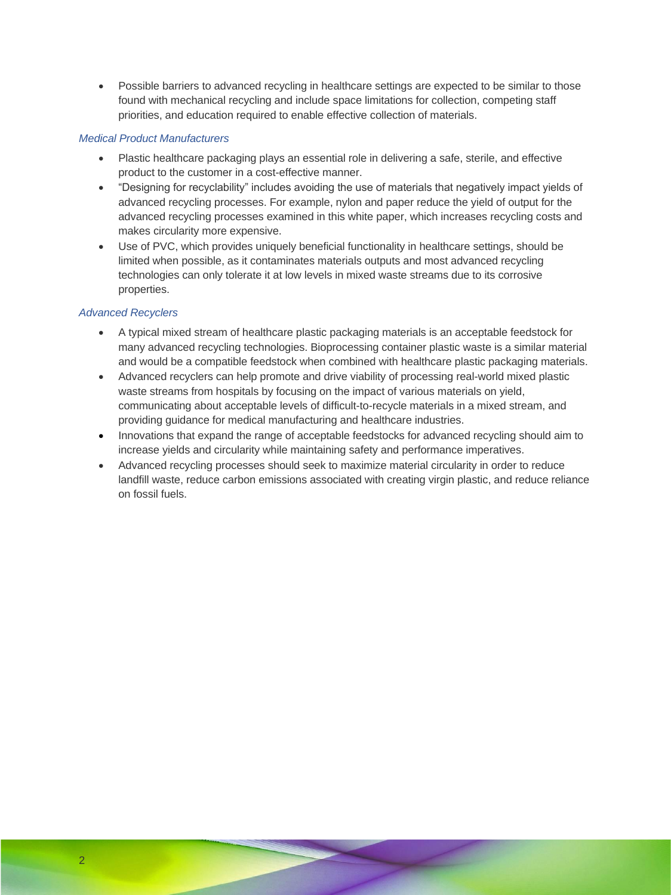- Possible barriers to advanced recycling in healthcare settings are expected to be similar to those found with mechanical recycling and include space limitations for collection, competing staff priorities, and education required to enable effective collection of materials.

*Medical Product Manufacturers*

- Plastic healthcare packaging plays an essential role in delivering a safe, sterile, and effective product to the customer in a cost-effective manner.
- "Designing for recyclability" includes avoiding the use of materials that negatively impact yields of advanced recycling processes. For example, nylon and paper reduce the yield of output for the advanced recycling processes examined in this white paper, which increases recycling costs and makes circularity more expensive.
- Use of PVC, which provides uniquely beneficial functionality in healthcare settings, should be limited when possible, as it contaminates materials outputs and most advanced recycling technologies can only tolerate it at low levels in mixed waste streams due to its corrosive properties.

*Advanced Recyclers*

- A typical mixed stream of healthcare plastic packaging materials is an acceptable feedstock for many advanced recycling technologies. Bioprocessing container plastic waste is a similar material and would be a compatible feedstock when combined with healthcare plastic packaging materials.
- Advanced recyclers can help promote and drive viability of processing real-world mixed plastic waste streams from hospitals by focusing on the impact of various materials on yield, communicating about acceptable levels of difficult-to-recycle materials in a mixed stream, and providing guidance for medical manufacturing and healthcare industries.
- Innovations that expand the range of acceptable feedstocks for advanced recycling should aim to increase yields and circularity while maintaining safety and performance imperatives.
- Advanced recycling processes should seek to maximize material circularity in order to reduce landfill waste, reduce carbon emissions associated with creating virgin plastic, and reduce reliance on fossil fuels.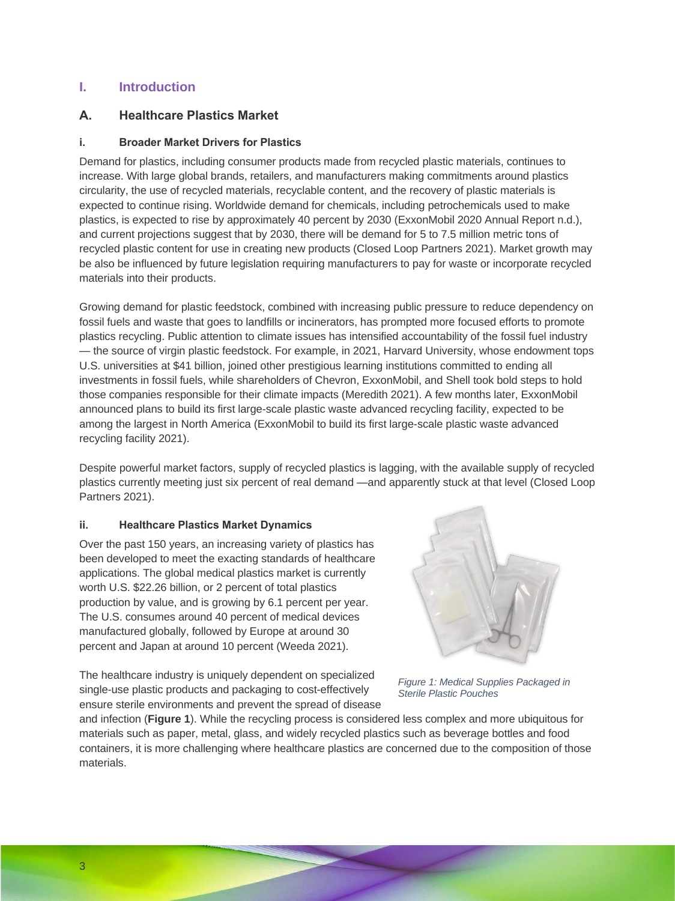# I. Introduction

## A. Healthcare Plastics Market

### i. Broader Market Drivers for Plastics

Demand for plastics, including consumer products made from recycled plastic materials, continues to increase. With large global brands, retailers, and manufacturers making commitments around plastics circularity, the use of recycled materials, recyclable content, and the recovery of plastic materials is expected to continue rising. Worldwide demand for chemicals, including petrochemicals used to make plastics, is expected to rise by approximately 40 percent by 2030 (ExxonMobil 2020 Annual Report n.d.), and current projections suggest that by 2030, there will be demand for 5 to 7.5 million metric tons of recycled plastic content for use in creating new products (Closed Loop Partners 2021). Market growth may be also be influenced by future legislation requiring manufacturers to pay for waste or incorporate recycled materials into their products.

Growing demand for plastic feedstock, combined with increasing public pressure to reduce dependency on fossil fuels and waste that goes to landfills or incinerators, has prompted more focused efforts to promote plastics recycling. Public attention to climate issues has intensified accountability of the fossil fuel industry — the source of virgin plastic feedstock. For example, in 2021, Harvard University, whose endowment tops U.S. universities at $41 billion, joined other prestigious learning institutions committed to ending all investments in fossil fuels, while shareholders of Chevron, ExxonMobil, and Shell took bold steps to hold those companies responsible for their climate impacts (Meredith 2021). A few months later, ExxonMobil announced plans to build its first large-scale plastic waste advanced recycling facility, expected to be among the largest in North America (ExxonMobil to build its first large-scale plastic waste advanced recycling facility 2021).

Despite powerful market factors, supply of recycled plastics is lagging, with the available supply of recycled plastics currently meeting just six percent of real demand —and apparently stuck at that level (Closed Loop Partners 2021).

### ii. Healthcare Plastics Market Dynamics

Over the past 150 years, an increasing variety of plastics has been developed to meet the exacting standards of healthcare applications. The global medical plastics market is currently worth U.S. $22.26 billion, or 2 percent of total plastics production by value, and is growing by 6.1 percent per year. The U.S. consumes around 40 percent of medical devices manufactured globally, followed by Europe at around 30 percent and Japan at around 10 percent (Weeda 2021).

*Figure 1: Medical Supplies Packaged in Sterile Plastic Pouches*

The healthcare industry is uniquely dependent on specialized single-use plastic products and packaging to cost-effectively ensure sterile environments and prevent the spread of disease and infection (**Figure 1**). While the recycling process is considered less complex and more ubiquitous for materials such as paper, metal, glass, and widely recycled plastics such as beverage bottles and food containers, it is more challenging where healthcare plastics are concerned due to the composition of those materials.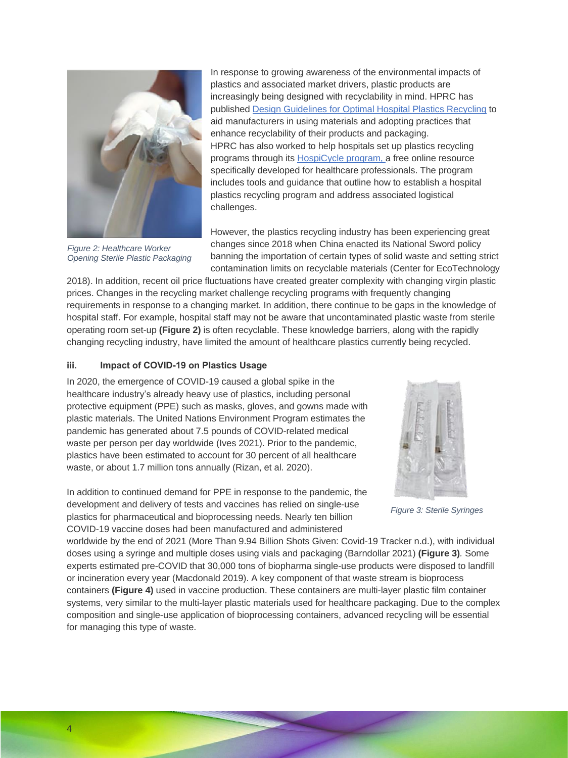In response to growing awareness of the environmental impacts of plastics and associated market drivers, plastic products are increasingly being designed with recyclability in mind. HPRC has published [Design Guidelines for Optimal Hospital Plastics Recycling] to aid manufacturers in using materials and adopting practices that enhance recyclability of their products and packaging. HPRC has also worked to help hospitals set up plastics recycling programs through its [HospiCycle program,] a free online resource specifically developed for healthcare professionals. The program includes tools and guidance that outline how to establish a hospital plastics recycling program and address associated logistical challenges.

*Figure 2: Healthcare Worker Opening Sterile Plastic Packaging*

However, the plastics recycling industry has been experiencing great changes since 2018 when China enacted its National Sword policy banning the importation of certain types of solid waste and setting strict contamination limits on recyclable materials (Center for EcoTechnology 2018). In addition, recent oil price fluctuations have created greater complexity with changing virgin plastic prices. Changes in the recycling market challenge recycling programs with frequently changing requirements in response to a changing market. In addition, there continue to be gaps in the knowledge of hospital staff. For example, hospital staff may not be aware that uncontaminated plastic waste from sterile operating room set-up **(Figure 2)** is often recyclable. These knowledge barriers, along with the rapidly changing recycling industry, have limited the amount of healthcare plastics currently being recycled.

### iii. Impact of COVID-19 on Plastics Usage

In 2020, the emergence of COVID-19 caused a global spike in the healthcare industry's already heavy use of plastics, including personal protective equipment (PPE) such as masks, gloves, and gowns made with plastic materials. The United Nations Environment Program estimates the pandemic has generated about 7.5 pounds of COVID-related medical waste per person per day worldwide (Ives 2021). Prior to the pandemic, plastics have been estimated to account for 30 percent of all healthcare waste, or about 1.7 million tons annually (Rizan, et al. 2020).

In addition to continued demand for PPE in response to the pandemic, the development and delivery of tests and vaccines has relied on single-use plastics for pharmaceutical and bioprocessing needs. Nearly ten billion COVID-19 vaccine doses had been manufactured and administered worldwide by the end of 2021 (More Than 9.94 Billion Shots Given: Covid-19 Tracker n.d.), with individual doses using a syringe and multiple doses using vials and packaging (Barndollar 2021) **(Figure 3)**. Some experts estimated pre-COVID that 30,000 tons of biopharma single-use products were disposed to landfill or incineration every year (Macdonald 2019). A key component of that waste stream is bioprocess containers **(Figure 4)** used in vaccine production. These containers are multi-layer plastic film container systems, very similar to the multi-layer plastic materials used for healthcare packaging. Due to the complex composition and single-use application of bioprocessing containers, advanced recycling will be essential for managing this type of waste.

*Figure 3: Sterile Syringes*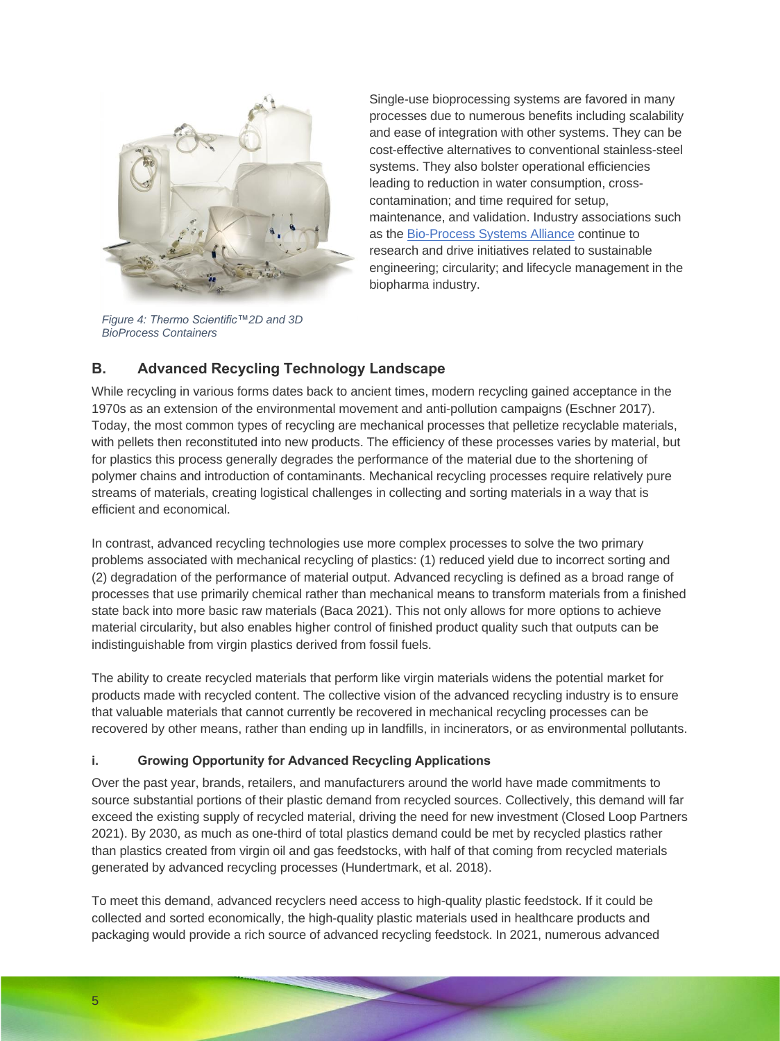Single-use bioprocessing systems are favored in many processes due to numerous benefits including scalability and ease of integration with other systems. They can be cost-effective alternatives to conventional stainless-steel systems. They also bolster operational efficiencies leading to reduction in water consumption, cross-contamination; and time required for setup, maintenance, and validation. Industry associations such as the Bio-Process Systems Alliance continue to research and drive initiatives related to sustainable engineering; circularity; and lifecycle management in the biopharma industry.

*Figure 4: Thermo Scientific™2D and 3D BioProcess Containers*

## B. Advanced Recycling Technology Landscape

While recycling in various forms dates back to ancient times, modern recycling gained acceptance in the 1970s as an extension of the environmental movement and anti-pollution campaigns (Eschner 2017). Today, the most common types of recycling are mechanical processes that pelletize recyclable materials, with pellets then reconstituted into new products. The efficiency of these processes varies by material, but for plastics this process generally degrades the performance of the material due to the shortening of polymer chains and introduction of contaminants. Mechanical recycling processes require relatively pure streams of materials, creating logistical challenges in collecting and sorting materials in a way that is efficient and economical.

In contrast, advanced recycling technologies use more complex processes to solve the two primary problems associated with mechanical recycling of plastics: (1) reduced yield due to incorrect sorting and (2) degradation of the performance of material output. Advanced recycling is defined as a broad range of processes that use primarily chemical rather than mechanical means to transform materials from a finished state back into more basic raw materials (Baca 2021). This not only allows for more options to achieve material circularity, but also enables higher control of finished product quality such that outputs can be indistinguishable from virgin plastics derived from fossil fuels.

The ability to create recycled materials that perform like virgin materials widens the potential market for products made with recycled content. The collective vision of the advanced recycling industry is to ensure that valuable materials that cannot currently be recovered in mechanical recycling processes can be recovered by other means, rather than ending up in landfills, in incinerators, or as environmental pollutants.

### i. Growing Opportunity for Advanced Recycling Applications

Over the past year, brands, retailers, and manufacturers around the world have made commitments to source substantial portions of their plastic demand from recycled sources. Collectively, this demand will far exceed the existing supply of recycled material, driving the need for new investment (Closed Loop Partners 2021). By 2030, as much as one-third of total plastics demand could be met by recycled plastics rather than plastics created from virgin oil and gas feedstocks, with half of that coming from recycled materials generated by advanced recycling processes (Hundertmark, et al. 2018).

To meet this demand, advanced recyclers need access to high-quality plastic feedstock. If it could be collected and sorted economically, the high-quality plastic materials used in healthcare products and packaging would provide a rich source of advanced recycling feedstock. In 2021, numerous advanced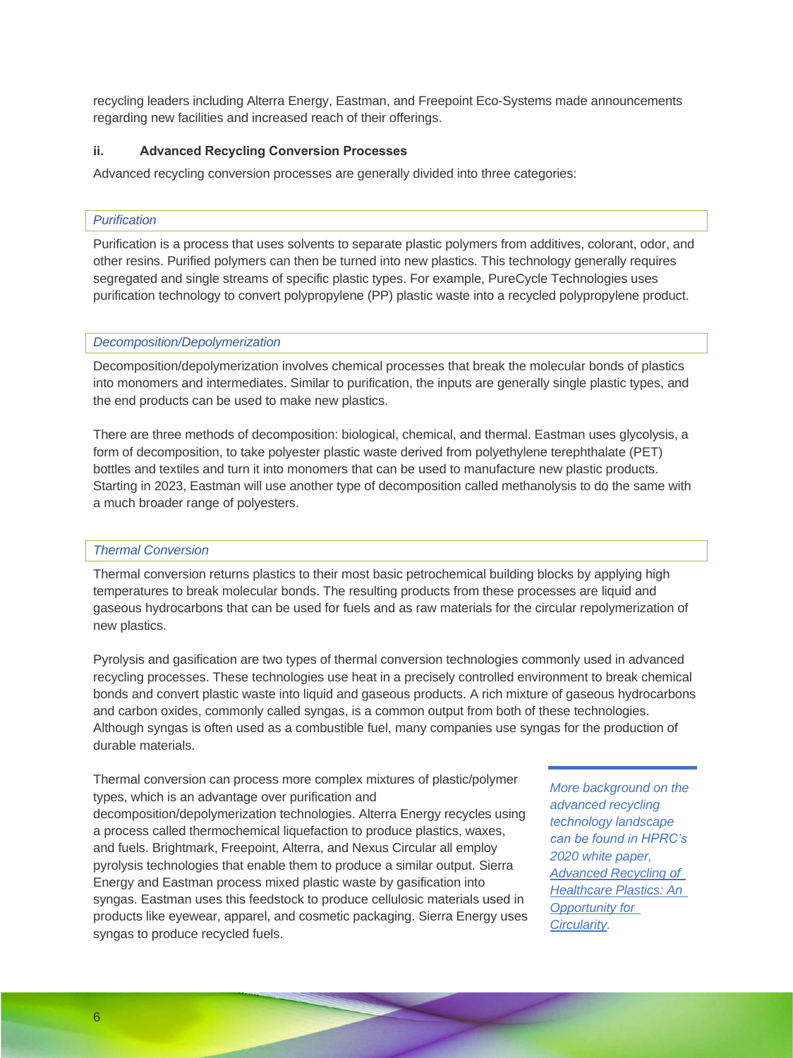recycling leaders including Alterra Energy, Eastman, and Freepoint Eco-Systems made announcements regarding new facilities and increased reach of their offerings.

### ii. Advanced Recycling Conversion Processes

Advanced recycling conversion processes are generally divided into three categories:

#### *Purification*

Purification is a process that uses solvents to separate plastic polymers from additives, colorant, odor, and other resins. Purified polymers can then be turned into new plastics. This technology generally requires segregated and single streams of specific plastic types. For example, PureCycle Technologies uses purification technology to convert polypropylene (PP) plastic waste into a recycled polypropylene product.

#### *Decomposition/Depolymerization*

Decomposition/depolymerization involves chemical processes that break the molecular bonds of plastics into monomers and intermediates. Similar to purification, the inputs are generally single plastic types, and the end products can be used to make new plastics.

There are three methods of decomposition: biological, chemical, and thermal. Eastman uses glycolysis, a form of decomposition, to take polyester plastic waste derived from polyethylene terephthalate (PET) bottles and textiles and turn it into monomers that can be used to manufacture new plastic products. Starting in 2023, Eastman will use another type of decomposition called methanolysis to do the same with a much broader range of polyesters.

#### *Thermal Conversion*

Thermal conversion returns plastics to their most basic petrochemical building blocks by applying high temperatures to break molecular bonds. The resulting products from these processes are liquid and gaseous hydrocarbons that can be used for fuels and as raw materials for the circular repolymerization of new plastics.

Pyrolysis and gasification are two types of thermal conversion technologies commonly used in advanced recycling processes. These technologies use heat in a precisely controlled environment to break chemical bonds and convert plastic waste into liquid and gaseous products. A rich mixture of gaseous hydrocarbons and carbon oxides, commonly called syngas, is a common output from both of these technologies. Although syngas is often used as a combustible fuel, many companies use syngas for the production of durable materials.

Thermal conversion can process more complex mixtures of plastic/polymer types, which is an advantage over purification and decomposition/depolymerization technologies. Alterra Energy recycles using a process called thermochemical liquefaction to produce plastics, waxes, and fuels. Brightmark, Freepoint, Alterra, and Nexus Circular all employ pyrolysis technologies that enable them to produce a similar output. Sierra Energy and Eastman process mixed plastic waste by gasification into syngas. Eastman uses this feedstock to produce cellulosic materials used in products like eyewear, apparel, and cosmetic packaging. Sierra Energy uses syngas to produce recycled fuels.

*More background on the advanced recycling technology landscape can be found in HPRC's 2020 white paper, Advanced Recycling of Healthcare Plastics: An Opportunity for Circularity.*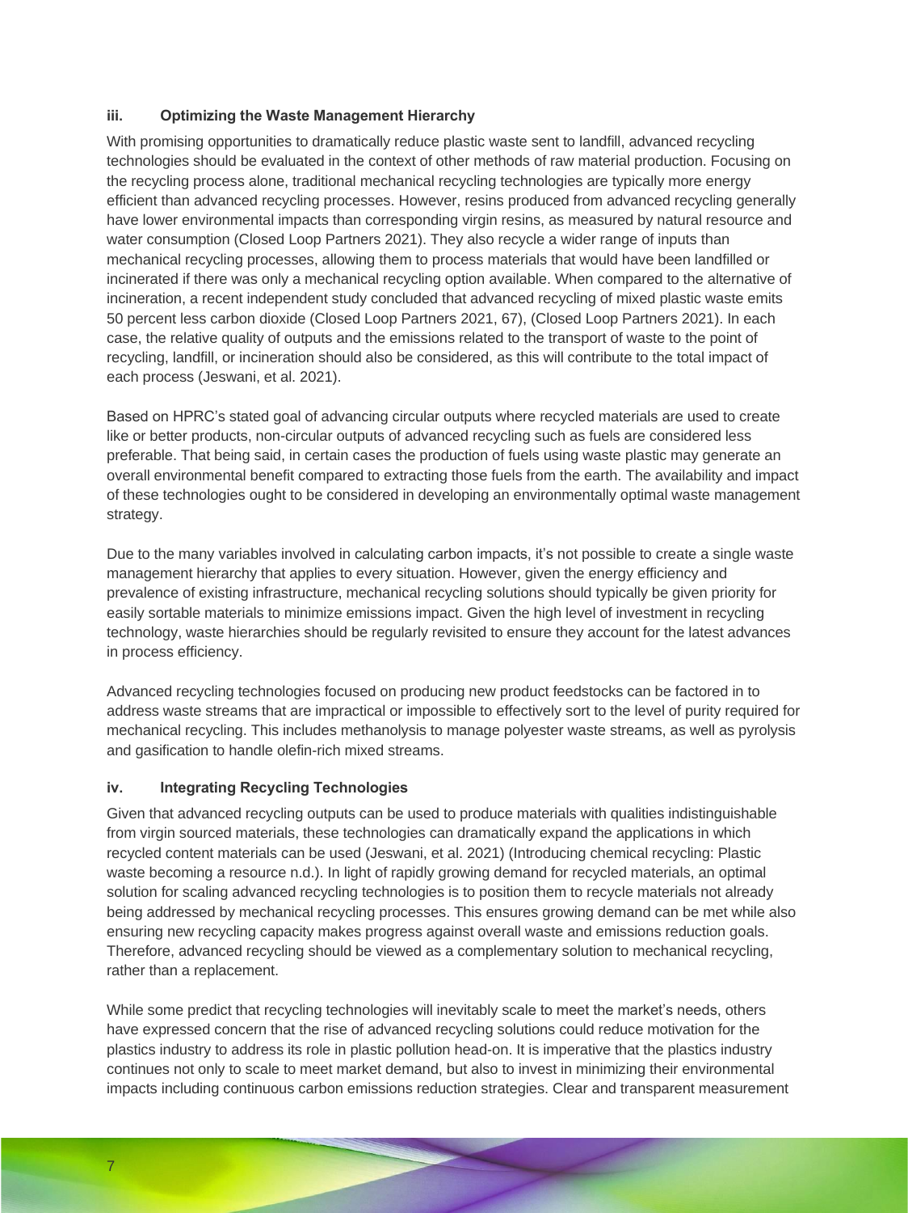### iii. Optimizing the Waste Management Hierarchy

With promising opportunities to dramatically reduce plastic waste sent to landfill, advanced recycling technologies should be evaluated in the context of other methods of raw material production. Focusing on the recycling process alone, traditional mechanical recycling technologies are typically more energy efficient than advanced recycling processes. However, resins produced from advanced recycling generally have lower environmental impacts than corresponding virgin resins, as measured by natural resource and water consumption (Closed Loop Partners 2021). They also recycle a wider range of inputs than mechanical recycling processes, allowing them to process materials that would have been landfilled or incinerated if there was only a mechanical recycling option available. When compared to the alternative of incineration, a recent independent study concluded that advanced recycling of mixed plastic waste emits 50 percent less carbon dioxide (Closed Loop Partners 2021, 67), (Closed Loop Partners 2021). In each case, the relative quality of outputs and the emissions related to the transport of waste to the point of recycling, landfill, or incineration should also be considered, as this will contribute to the total impact of each process (Jeswani, et al. 2021).

Based on HPRC's stated goal of advancing circular outputs where recycled materials are used to create like or better products, non-circular outputs of advanced recycling such as fuels are considered less preferable. That being said, in certain cases the production of fuels using waste plastic may generate an overall environmental benefit compared to extracting those fuels from the earth. The availability and impact of these technologies ought to be considered in developing an environmentally optimal waste management strategy.

Due to the many variables involved in calculating carbon impacts, it's not possible to create a single waste management hierarchy that applies to every situation. However, given the energy efficiency and prevalence of existing infrastructure, mechanical recycling solutions should typically be given priority for easily sortable materials to minimize emissions impact. Given the high level of investment in recycling technology, waste hierarchies should be regularly revisited to ensure they account for the latest advances in process efficiency.

Advanced recycling technologies focused on producing new product feedstocks can be factored in to address waste streams that are impractical or impossible to effectively sort to the level of purity required for mechanical recycling. This includes methanolysis to manage polyester waste streams, as well as pyrolysis and gasification to handle olefin-rich mixed streams.

### iv. Integrating Recycling Technologies

Given that advanced recycling outputs can be used to produce materials with qualities indistinguishable from virgin sourced materials, these technologies can dramatically expand the applications in which recycled content materials can be used (Jeswani, et al. 2021) (Introducing chemical recycling: Plastic waste becoming a resource n.d.). In light of rapidly growing demand for recycled materials, an optimal solution for scaling advanced recycling technologies is to position them to recycle materials not already being addressed by mechanical recycling processes. This ensures growing demand can be met while also ensuring new recycling capacity makes progress against overall waste and emissions reduction goals. Therefore, advanced recycling should be viewed as a complementary solution to mechanical recycling, rather than a replacement.

While some predict that recycling technologies will inevitably scale to meet the market's needs, others have expressed concern that the rise of advanced recycling solutions could reduce motivation for the plastics industry to address its role in plastic pollution head-on. It is imperative that the plastics industry continues not only to scale to meet market demand, but also to invest in minimizing their environmental impacts including continuous carbon emissions reduction strategies. Clear and transparent measurement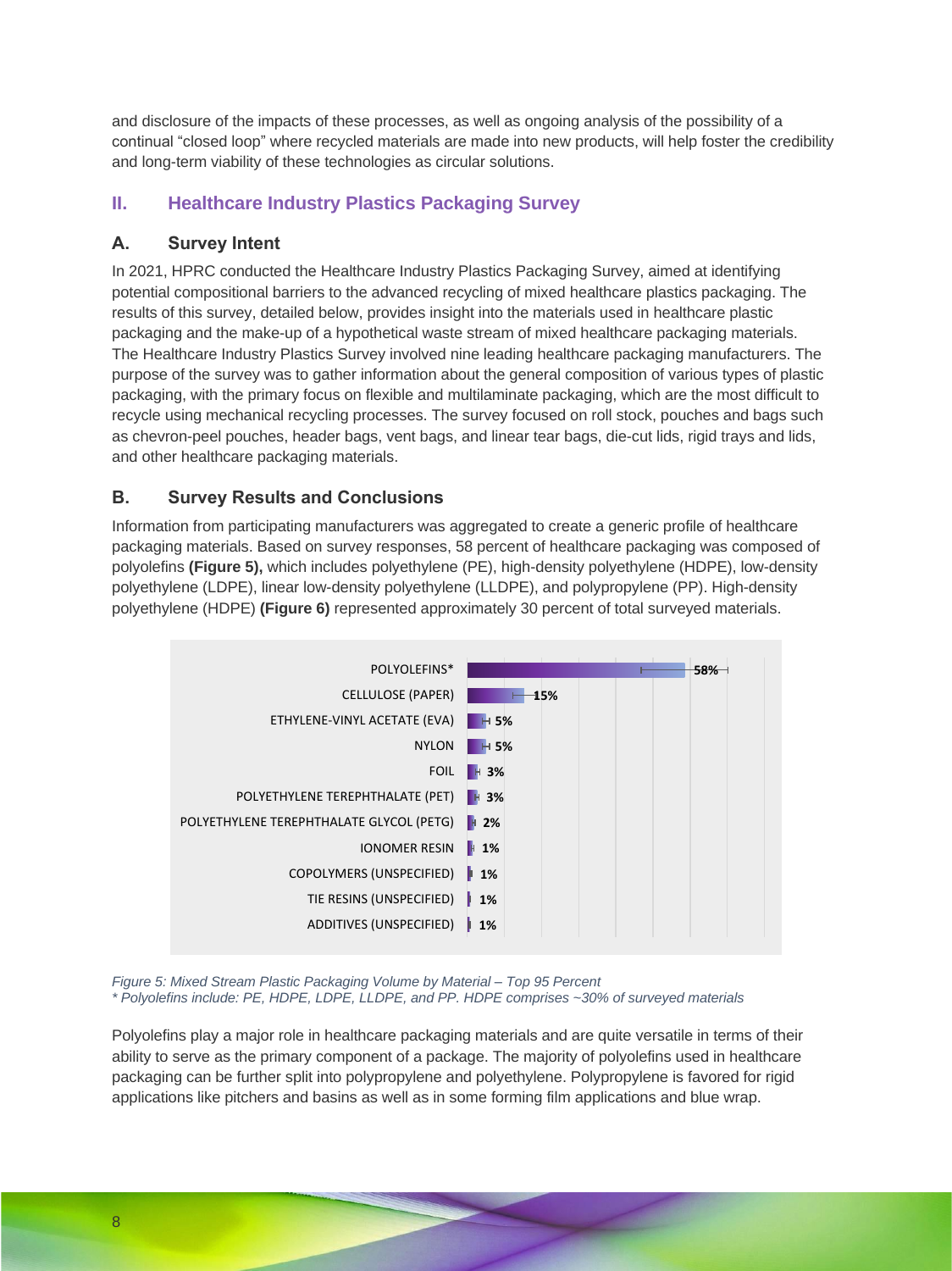and disclosure of the impacts of these processes, as well as ongoing analysis of the possibility of a continual "closed loop" where recycled materials are made into new products, will help foster the credibility and long-term viability of these technologies as circular solutions.

## II. Healthcare Industry Plastics Packaging Survey

### A. Survey Intent

In 2021, HPRC conducted the Healthcare Industry Plastics Packaging Survey, aimed at identifying potential compositional barriers to the advanced recycling of mixed healthcare plastics packaging. The results of this survey, detailed below, provides insight into the materials used in healthcare plastic packaging and the make-up of a hypothetical waste stream of mixed healthcare packaging materials. The Healthcare Industry Plastics Survey involved nine leading healthcare packaging manufacturers. The purpose of the survey was to gather information about the general composition of various types of plastic packaging, with the primary focus on flexible and multilaminate packaging, which are the most difficult to recycle using mechanical recycling processes. The survey focused on roll stock, pouches and bags such as chevron-peel pouches, header bags, vent bags, and linear tear bags, die-cut lids, rigid trays and lids, and other healthcare packaging materials.

### B. Survey Results and Conclusions

Information from participating manufacturers was aggregated to create a generic profile of healthcare packaging materials. Based on survey responses, 58 percent of healthcare packaging was composed of polyolefins **(Figure 5),** which includes polyethylene (PE), high-density polyethylene (HDPE), low-density polyethylene (LDPE), linear low-density polyethylene (LLDPE), and polypropylene (PP). High-density polyethylene (HDPE) **(Figure 6)** represented approximately 30 percent of total surveyed materials.

| Material | Percent |
|---|---|
| POLYOLEFINS* | 58% |
| CELLULOSE (PAPER) | 15% |
| ETHYLENE-VINYL ACETATE (EVA) | 5% |
| NYLON | 5% |
| FOIL | 3% |
| POLYETHYLENE TEREPHTHALATE (PET) | 3% |
| POLYETHYLENE TEREPHTHALATE GLYCOL (PETG) | 2% |
| IONOMER RESIN | 1% |
| COPOLYMERS (UNSPECIFIED) | 1% |
| TIE RESINS (UNSPECIFIED) | 1% |
| ADDITIVES (UNSPECIFIED) | 1% |

*Figure 5: Mixed Stream Plastic Packaging Volume by Material – Top 95 Percent*
*\* Polyolefins include: PE, HDPE, LDPE, LLDPE, and PP. HDPE comprises ~30% of surveyed materials*

Polyolefins play a major role in healthcare packaging materials and are quite versatile in terms of their ability to serve as the primary component of a package. The majority of polyolefins used in healthcare packaging can be further split into polypropylene and polyethylene. Polypropylene is favored for rigid applications like pitchers and basins as well as in some forming film applications and blue wrap.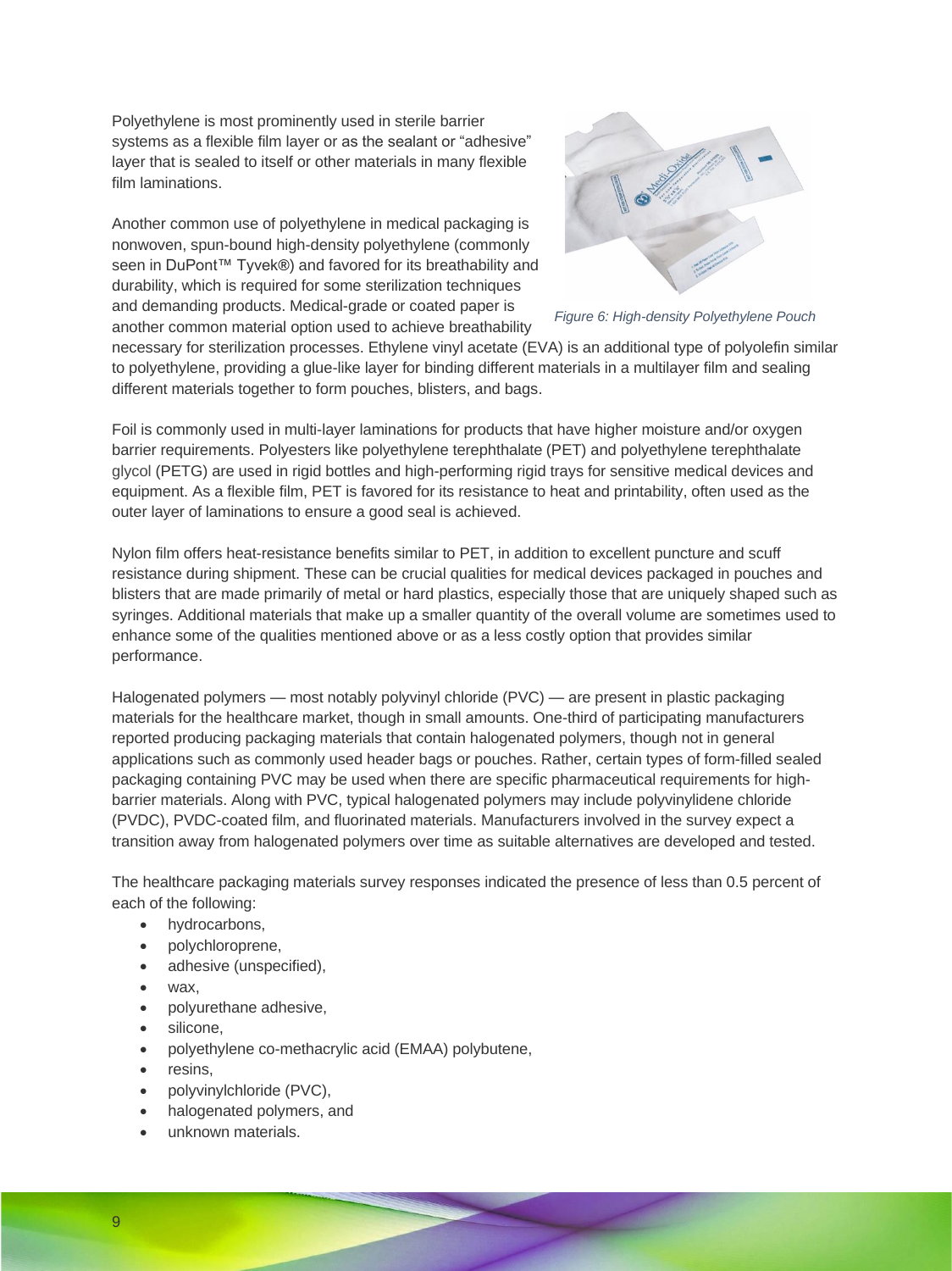Polyethylene is most prominently used in sterile barrier systems as a flexible film layer or as the sealant or "adhesive" layer that is sealed to itself or other materials in many flexible film laminations.

Another common use of polyethylene in medical packaging is nonwoven, spun-bound high-density polyethylene (commonly seen in DuPont™ Tyvek®) and favored for its breathability and durability, which is required for some sterilization techniques and demanding products. Medical-grade or coated paper is another common material option used to achieve breathability necessary for sterilization processes. Ethylene vinyl acetate (EVA) is an additional type of polyolefin similar to polyethylene, providing a glue-like layer for binding different materials in a multilayer film and sealing different materials together to form pouches, blisters, and bags.

*Figure 6: High-density Polyethylene Pouch*

Foil is commonly used in multi-layer laminations for products that have higher moisture and/or oxygen barrier requirements. Polyesters like polyethylene terephthalate (PET) and polyethylene terephthalate glycol (PETG) are used in rigid bottles and high-performing rigid trays for sensitive medical devices and equipment. As a flexible film, PET is favored for its resistance to heat and printability, often used as the outer layer of laminations to ensure a good seal is achieved.

Nylon film offers heat-resistance benefits similar to PET, in addition to excellent puncture and scuff resistance during shipment. These can be crucial qualities for medical devices packaged in pouches and blisters that are made primarily of metal or hard plastics, especially those that are uniquely shaped such as syringes. Additional materials that make up a smaller quantity of the overall volume are sometimes used to enhance some of the qualities mentioned above or as a less costly option that provides similar performance.

Halogenated polymers — most notably polyvinyl chloride (PVC) — are present in plastic packaging materials for the healthcare market, though in small amounts. One-third of participating manufacturers reported producing packaging materials that contain halogenated polymers, though not in general applications such as commonly used header bags or pouches. Rather, certain types of form-filled sealed packaging containing PVC may be used when there are specific pharmaceutical requirements for high-barrier materials. Along with PVC, typical halogenated polymers may include polyvinylidene chloride (PVDC), PVDC-coated film, and fluorinated materials. Manufacturers involved in the survey expect a transition away from halogenated polymers over time as suitable alternatives are developed and tested.

The healthcare packaging materials survey responses indicated the presence of less than 0.5 percent of each of the following:

- hydrocarbons,
- polychloroprene,
- adhesive (unspecified),
- wax,
- polyurethane adhesive,
- silicone,
- polyethylene co-methacrylic acid (EMAA) polybutene,
- resins,
- polyvinylchloride (PVC),
- halogenated polymers, and
- unknown materials.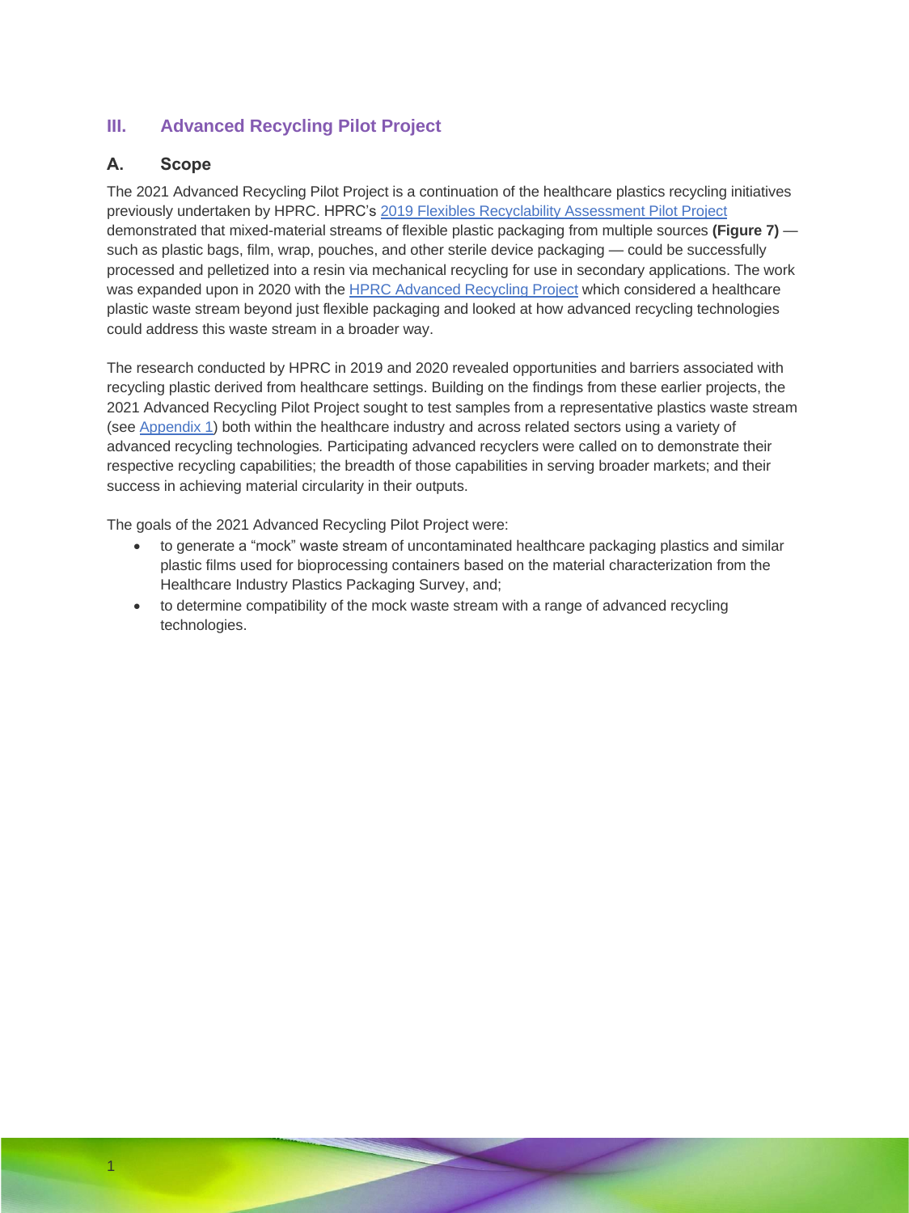## III. Advanced Recycling Pilot Project

### A. Scope

The 2021 Advanced Recycling Pilot Project is a continuation of the healthcare plastics recycling initiatives previously undertaken by HPRC. HPRC's 2019 Flexibles Recyclability Assessment Pilot Project demonstrated that mixed-material streams of flexible plastic packaging from multiple sources **(Figure 7)** — such as plastic bags, film, wrap, pouches, and other sterile device packaging — could be successfully processed and pelletized into a resin via mechanical recycling for use in secondary applications. The work was expanded upon in 2020 with the HPRC Advanced Recycling Project which considered a healthcare plastic waste stream beyond just flexible packaging and looked at how advanced recycling technologies could address this waste stream in a broader way.

The research conducted by HPRC in 2019 and 2020 revealed opportunities and barriers associated with recycling plastic derived from healthcare settings. Building on the findings from these earlier projects, the 2021 Advanced Recycling Pilot Project sought to test samples from a representative plastics waste stream (see Appendix 1) both within the healthcare industry and across related sectors using a variety of advanced recycling technologies. Participating advanced recyclers were called on to demonstrate their respective recycling capabilities; the breadth of those capabilities in serving broader markets; and their success in achieving material circularity in their outputs.

The goals of the 2021 Advanced Recycling Pilot Project were:

- to generate a "mock" waste stream of uncontaminated healthcare packaging plastics and similar plastic films used for bioprocessing containers based on the material characterization from the Healthcare Industry Plastics Packaging Survey, and;
- to determine compatibility of the mock waste stream with a range of advanced recycling technologies.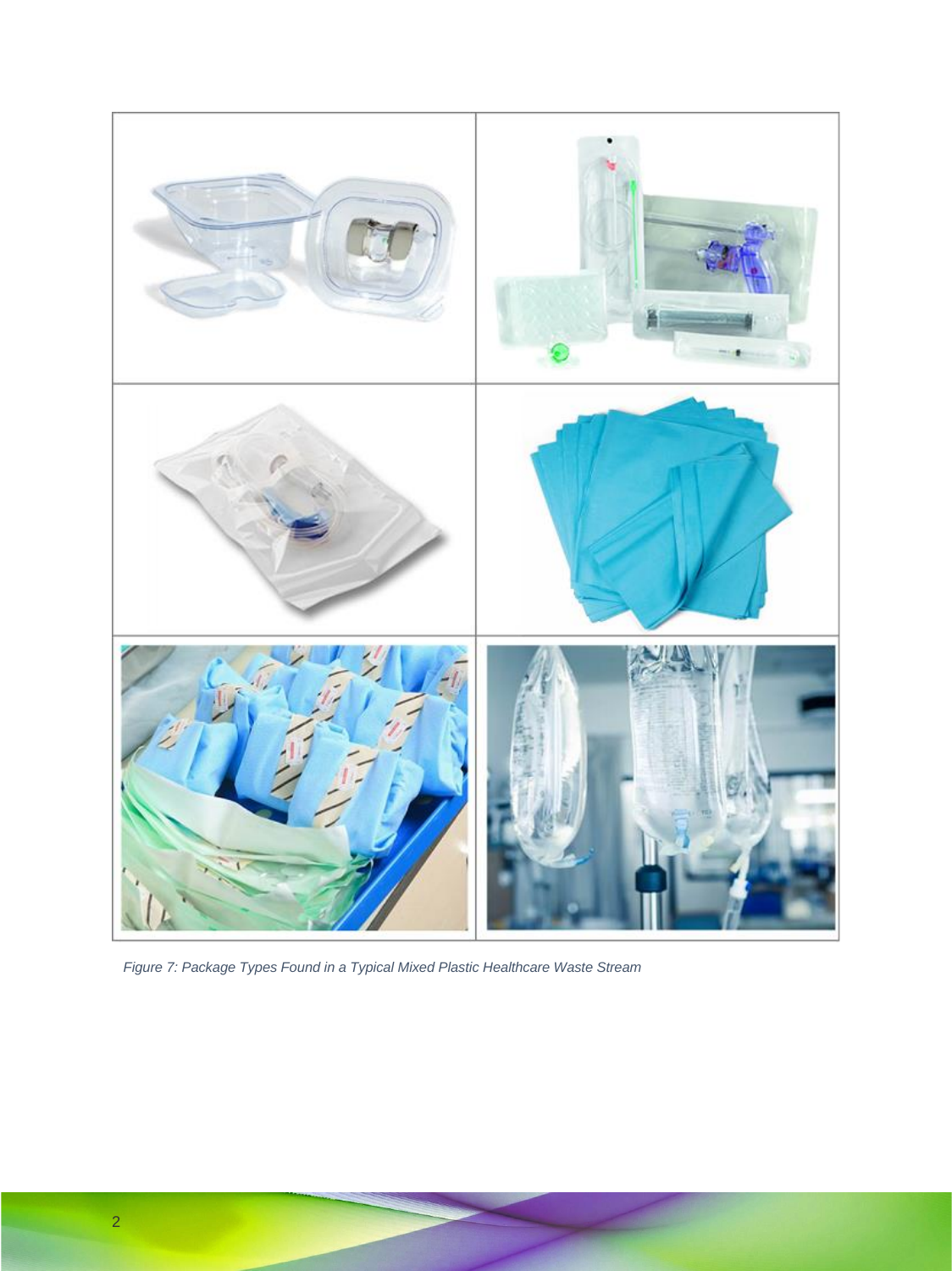*Figure 7: Package Types Found in a Typical Mixed Plastic Healthcare Waste Stream*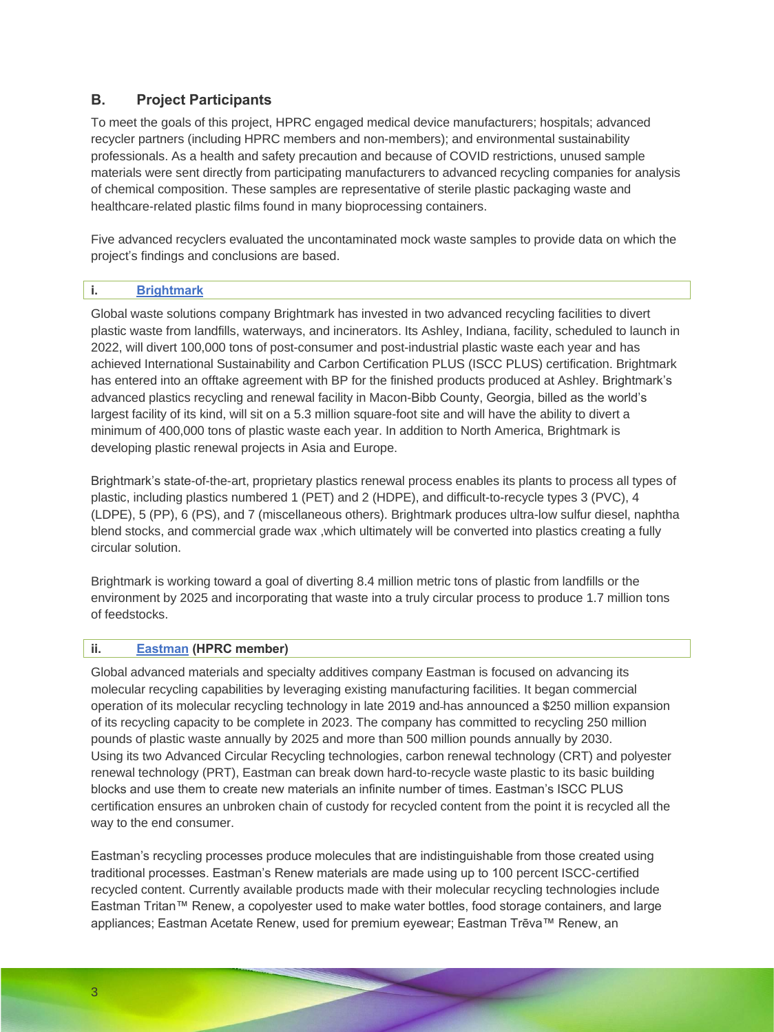## B. Project Participants

To meet the goals of this project, HPRC engaged medical device manufacturers; hospitals; advanced recycler partners (including HPRC members and non-members); and environmental sustainability professionals. As a health and safety precaution and because of COVID restrictions, unused sample materials were sent directly from participating manufacturers to advanced recycling companies for analysis of chemical composition. These samples are representative of sterile plastic packaging waste and healthcare-related plastic films found in many bioprocessing containers.

Five advanced recyclers evaluated the uncontaminated mock waste samples to provide data on which the project's findings and conclusions are based.

### i. Brightmark

Global waste solutions company Brightmark has invested in two advanced recycling facilities to divert plastic waste from landfills, waterways, and incinerators. Its Ashley, Indiana, facility, scheduled to launch in 2022, will divert 100,000 tons of post-consumer and post-industrial plastic waste each year and has achieved International Sustainability and Carbon Certification PLUS (ISCC PLUS) certification. Brightmark has entered into an offtake agreement with BP for the finished products produced at Ashley. Brightmark's advanced plastics recycling and renewal facility in Macon-Bibb County, Georgia, billed as the world's largest facility of its kind, will sit on a 5.3 million square-foot site and will have the ability to divert a minimum of 400,000 tons of plastic waste each year. In addition to North America, Brightmark is developing plastic renewal projects in Asia and Europe.

Brightmark's state-of-the-art, proprietary plastics renewal process enables its plants to process all types of plastic, including plastics numbered 1 (PET) and 2 (HDPE), and difficult-to-recycle types 3 (PVC), 4 (LDPE), 5 (PP), 6 (PS), and 7 (miscellaneous others). Brightmark produces ultra-low sulfur diesel, naphtha blend stocks, and commercial grade wax ,which ultimately will be converted into plastics creating a fully circular solution.

Brightmark is working toward a goal of diverting 8.4 million metric tons of plastic from landfills or the environment by 2025 and incorporating that waste into a truly circular process to produce 1.7 million tons of feedstocks.

### ii. Eastman (HPRC member)

Global advanced materials and specialty additives company Eastman is focused on advancing its molecular recycling capabilities by leveraging existing manufacturing facilities. It began commercial operation of its molecular recycling technology in late 2019 and has announced a $250 million expansion of its recycling capacity to be complete in 2023. The company has committed to recycling 250 million pounds of plastic waste annually by 2025 and more than 500 million pounds annually by 2030. Using its two Advanced Circular Recycling technologies, carbon renewal technology (CRT) and polyester renewal technology (PRT), Eastman can break down hard-to-recycle waste plastic to its basic building blocks and use them to create new materials an infinite number of times. Eastman's ISCC PLUS certification ensures an unbroken chain of custody for recycled content from the point it is recycled all the way to the end consumer.

Eastman's recycling processes produce molecules that are indistinguishable from those created using traditional processes. Eastman's Renew materials are made using up to 100 percent ISCC-certified recycled content. Currently available products made with their molecular recycling technologies include Eastman Tritan™ Renew, a copolyester used to make water bottles, food storage containers, and large appliances; Eastman Acetate Renew, used for premium eyewear; Eastman Trēva™ Renew, an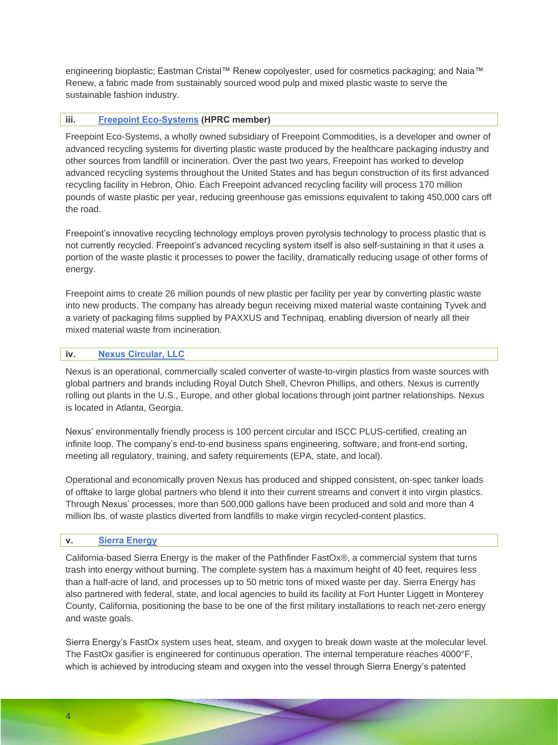engineering bioplastic; Eastman Cristal™ Renew copolyester, used for cosmetics packaging; and Naia™ Renew, a fabric made from sustainably sourced wood pulp and mixed plastic waste to serve the sustainable fashion industry.

### iii. Freepoint Eco-Systems (HPRC member)

Freepoint Eco-Systems, a wholly owned subsidiary of Freepoint Commodities, is a developer and owner of advanced recycling systems for diverting plastic waste produced by the healthcare packaging industry and other sources from landfill or incineration. Over the past two years, Freepoint has worked to develop advanced recycling systems throughout the United States and has begun construction of its first advanced recycling facility in Hebron, Ohio. Each Freepoint advanced recycling facility will process 170 million pounds of waste plastic per year, reducing greenhouse gas emissions equivalent to taking 450,000 cars off the road.

Freepoint's innovative recycling technology employs proven pyrolysis technology to process plastic that is not currently recycled. Freepoint's advanced recycling system itself is also self-sustaining in that it uses a portion of the waste plastic it processes to power the facility, dramatically reducing usage of other forms of energy.

Freepoint aims to create 26 million pounds of new plastic per facility per year by converting plastic waste into new products. The company has already begun receiving mixed material waste containing Tyvek and a variety of packaging films supplied by PAXXUS and Technipaq, enabling diversion of nearly all their mixed material waste from incineration.

### iv. Nexus Circular, LLC

Nexus is an operational, commercially scaled converter of waste-to-virgin plastics from waste sources with global partners and brands including Royal Dutch Shell, Chevron Phillips, and others. Nexus is currently rolling out plants in the U.S., Europe, and other global locations through joint partner relationships. Nexus is located in Atlanta, Georgia.

Nexus' environmentally friendly process is 100 percent circular and ISCC PLUS-certified, creating an infinite loop. The company's end-to-end business spans engineering, software, and front-end sorting, meeting all regulatory, training, and safety requirements (EPA, state, and local).

Operational and economically proven Nexus has produced and shipped consistent, on-spec tanker loads of offtake to large global partners who blend it into their current streams and convert it into virgin plastics. Through Nexus' processes, more than 500,000 gallons have been produced and sold and more than 4 million lbs. of waste plastics diverted from landfills to make virgin recycled-content plastics.

### v. Sierra Energy

California-based Sierra Energy is the maker of the Pathfinder FastOx®, a commercial system that turns trash into energy without burning. The complete system has a maximum height of 40 feet, requires less than a half-acre of land, and processes up to 50 metric tons of mixed waste per day. Sierra Energy has also partnered with federal, state, and local agencies to build its facility at Fort Hunter Liggett in Monterey County, California, positioning the base to be one of the first military installations to reach net-zero energy and waste goals.

Sierra Energy's FastOx system uses heat, steam, and oxygen to break down waste at the molecular level. The FastOx gasifier is engineered for continuous operation. The internal temperature reaches 4000°F, which is achieved by introducing steam and oxygen into the vessel through Sierra Energy's patented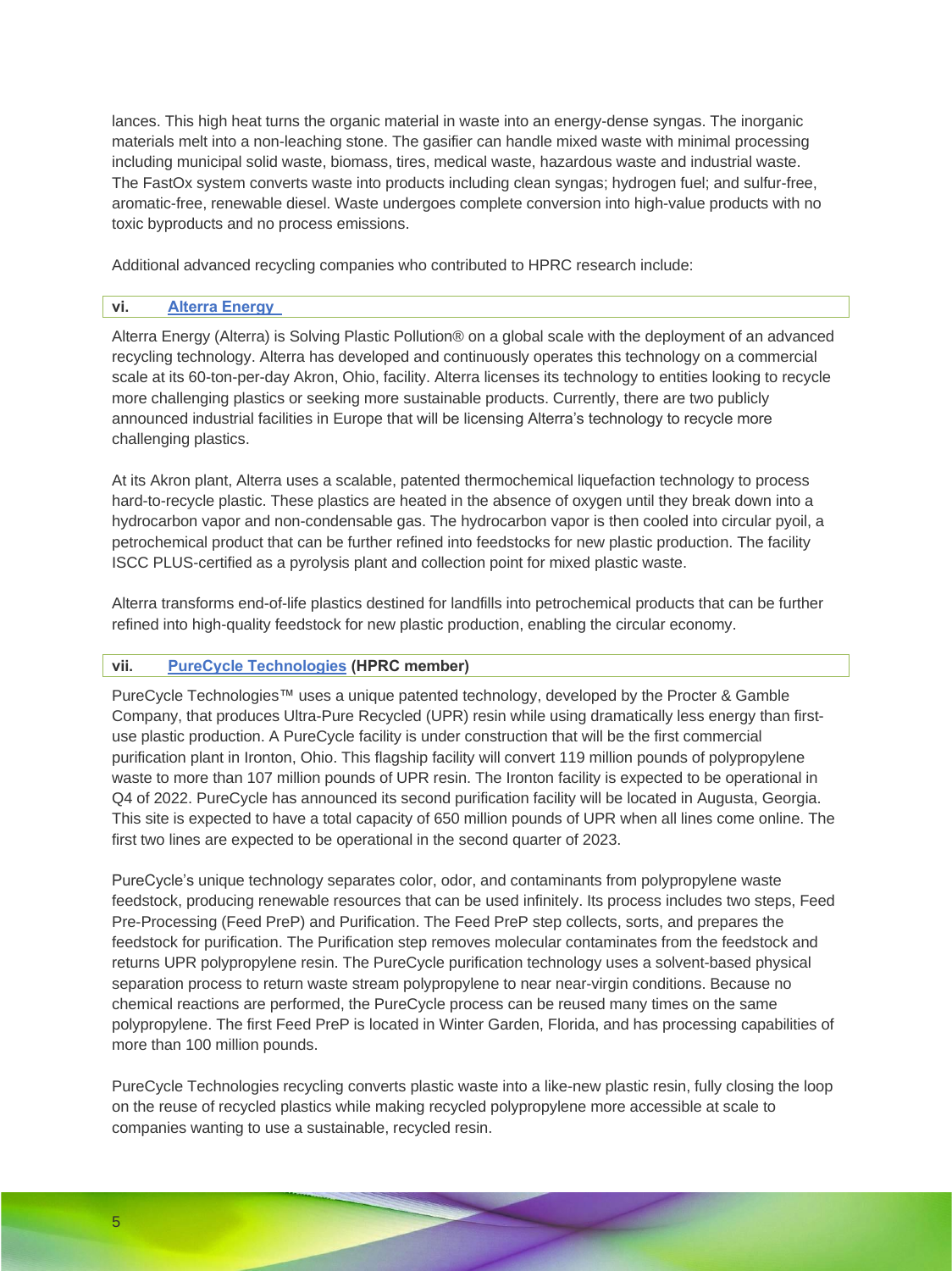lances. This high heat turns the organic material in waste into an energy-dense syngas. The inorganic materials melt into a non-leaching stone. The gasifier can handle mixed waste with minimal processing including municipal solid waste, biomass, tires, medical waste, hazardous waste and industrial waste. The FastOx system converts waste into products including clean syngas; hydrogen fuel; and sulfur-free, aromatic-free, renewable diesel. Waste undergoes complete conversion into high-value products with no toxic byproducts and no process emissions.

Additional advanced recycling companies who contributed to HPRC research include:

### vi. Alterra Energy

Alterra Energy (Alterra) is Solving Plastic Pollution® on a global scale with the deployment of an advanced recycling technology. Alterra has developed and continuously operates this technology on a commercial scale at its 60-ton-per-day Akron, Ohio, facility. Alterra licenses its technology to entities looking to recycle more challenging plastics or seeking more sustainable products. Currently, there are two publicly announced industrial facilities in Europe that will be licensing Alterra's technology to recycle more challenging plastics.

At its Akron plant, Alterra uses a scalable, patented thermochemical liquefaction technology to process hard-to-recycle plastic. These plastics are heated in the absence of oxygen until they break down into a hydrocarbon vapor and non-condensable gas. The hydrocarbon vapor is then cooled into circular pyoil, a petrochemical product that can be further refined into feedstocks for new plastic production. The facility ISCC PLUS-certified as a pyrolysis plant and collection point for mixed plastic waste.

Alterra transforms end-of-life plastics destined for landfills into petrochemical products that can be further refined into high-quality feedstock for new plastic production, enabling the circular economy.

### vii. PureCycle Technologies (HPRC member)

PureCycle Technologies™ uses a unique patented technology, developed by the Procter & Gamble Company, that produces Ultra-Pure Recycled (UPR) resin while using dramatically less energy than first-use plastic production. A PureCycle facility is under construction that will be the first commercial purification plant in Ironton, Ohio. This flagship facility will convert 119 million pounds of polypropylene waste to more than 107 million pounds of UPR resin. The Ironton facility is expected to be operational in Q4 of 2022. PureCycle has announced its second purification facility will be located in Augusta, Georgia. This site is expected to have a total capacity of 650 million pounds of UPR when all lines come online. The first two lines are expected to be operational in the second quarter of 2023.

PureCycle's unique technology separates color, odor, and contaminants from polypropylene waste feedstock, producing renewable resources that can be used infinitely. Its process includes two steps, Feed Pre-Processing (Feed PreP) and Purification. The Feed PreP step collects, sorts, and prepares the feedstock for purification. The Purification step removes molecular contaminates from the feedstock and returns UPR polypropylene resin. The PureCycle purification technology uses a solvent-based physical separation process to return waste stream polypropylene to near near-virgin conditions. Because no chemical reactions are performed, the PureCycle process can be reused many times on the same polypropylene. The first Feed PreP is located in Winter Garden, Florida, and has processing capabilities of more than 100 million pounds.

PureCycle Technologies recycling converts plastic waste into a like-new plastic resin, fully closing the loop on the reuse of recycled plastics while making recycled polypropylene more accessible at scale to companies wanting to use a sustainable, recycled resin.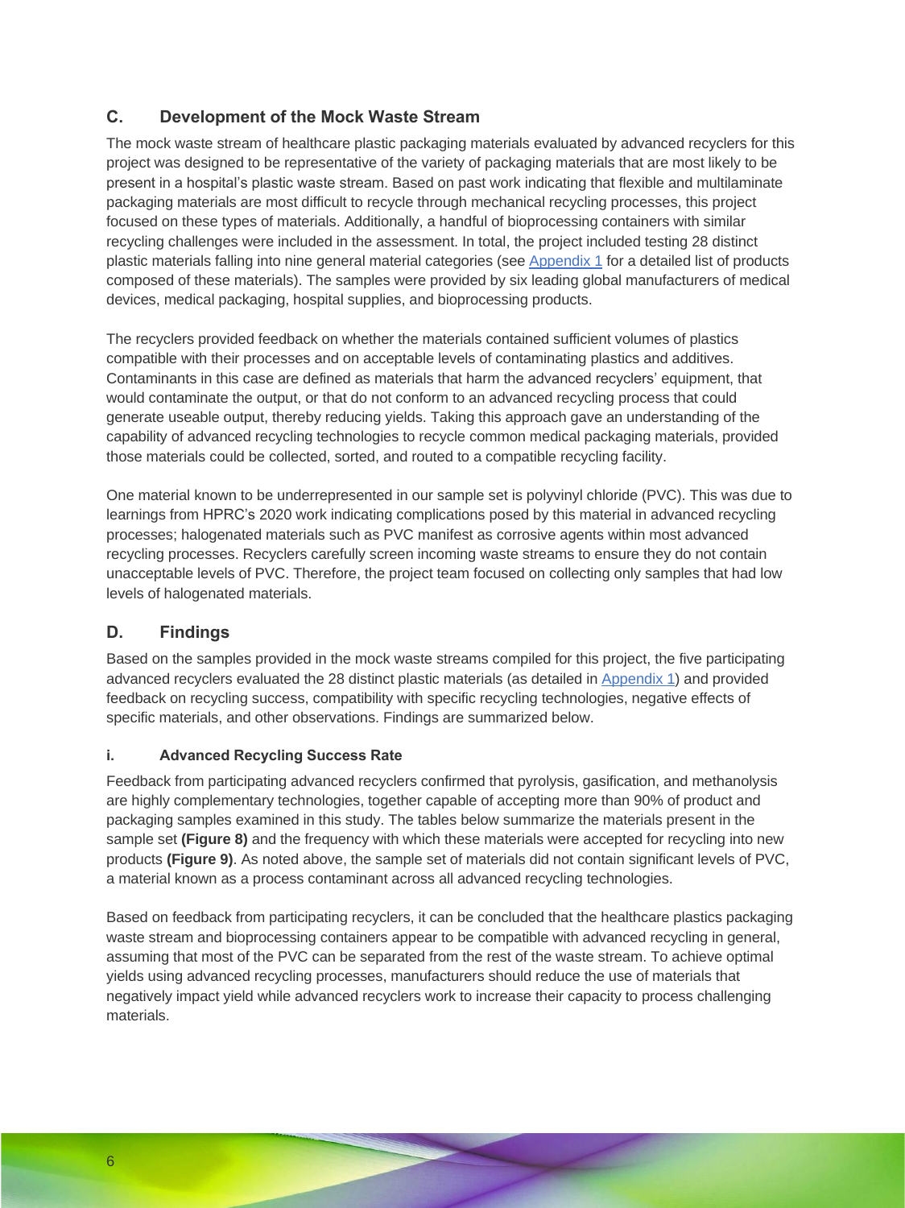## C. Development of the Mock Waste Stream

The mock waste stream of healthcare plastic packaging materials evaluated by advanced recyclers for this project was designed to be representative of the variety of packaging materials that are most likely to be present in a hospital's plastic waste stream. Based on past work indicating that flexible and multilaminate packaging materials are most difficult to recycle through mechanical recycling processes, this project focused on these types of materials. Additionally, a handful of bioprocessing containers with similar recycling challenges were included in the assessment. In total, the project included testing 28 distinct plastic materials falling into nine general material categories (see Appendix 1 for a detailed list of products composed of these materials). The samples were provided by six leading global manufacturers of medical devices, medical packaging, hospital supplies, and bioprocessing products.

The recyclers provided feedback on whether the materials contained sufficient volumes of plastics compatible with their processes and on acceptable levels of contaminating plastics and additives. Contaminants in this case are defined as materials that harm the advanced recyclers' equipment, that would contaminate the output, or that do not conform to an advanced recycling process that could generate useable output, thereby reducing yields. Taking this approach gave an understanding of the capability of advanced recycling technologies to recycle common medical packaging materials, provided those materials could be collected, sorted, and routed to a compatible recycling facility.

One material known to be underrepresented in our sample set is polyvinyl chloride (PVC). This was due to learnings from HPRC's 2020 work indicating complications posed by this material in advanced recycling processes; halogenated materials such as PVC manifest as corrosive agents within most advanced recycling processes. Recyclers carefully screen incoming waste streams to ensure they do not contain unacceptable levels of PVC. Therefore, the project team focused on collecting only samples that had low levels of halogenated materials.

## D. Findings

Based on the samples provided in the mock waste streams compiled for this project, the five participating advanced recyclers evaluated the 28 distinct plastic materials (as detailed in Appendix 1) and provided feedback on recycling success, compatibility with specific recycling technologies, negative effects of specific materials, and other observations. Findings are summarized below.

### i. Advanced Recycling Success Rate

Feedback from participating advanced recyclers confirmed that pyrolysis, gasification, and methanolysis are highly complementary technologies, together capable of accepting more than 90% of product and packaging samples examined in this study. The tables below summarize the materials present in the sample set **(Figure 8)** and the frequency with which these materials were accepted for recycling into new products **(Figure 9)**. As noted above, the sample set of materials did not contain significant levels of PVC, a material known as a process contaminant across all advanced recycling technologies.

Based on feedback from participating recyclers, it can be concluded that the healthcare plastics packaging waste stream and bioprocessing containers appear to be compatible with advanced recycling in general, assuming that most of the PVC can be separated from the rest of the waste stream. To achieve optimal yields using advanced recycling processes, manufacturers should reduce the use of materials that negatively impact yield while advanced recyclers work to increase their capacity to process challenging materials.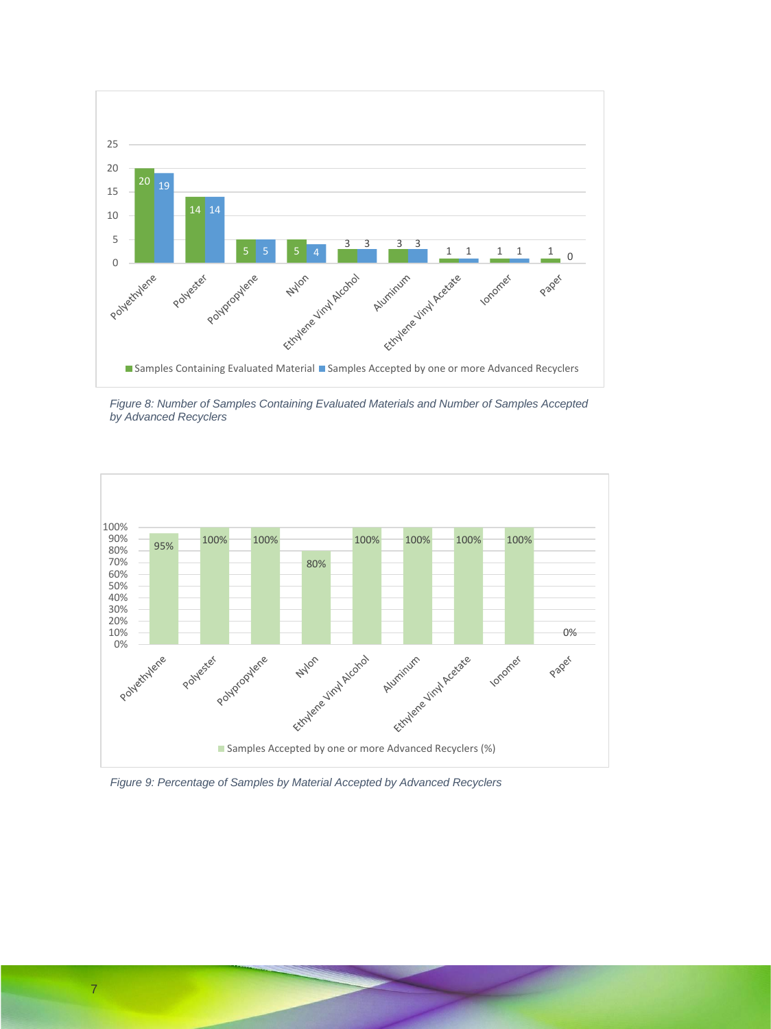| Material | Samples Containing Evaluated Material | Samples Accepted by one or more Advanced Recyclers |
| --- | --- | --- |
| Polyethylene | 20 | 19 |
| Polyester | 14 | 14 |
| Polypropylene | 5 | 5 |
| Nylon | 5 | 4 |
| Ethylene Vinyl Alcohol | 3 | 3 |
| Aluminum | 3 | 3 |
| Ethylene Vinyl Acetate | 1 | 1 |
| Ionomer | 1 | 1 |
| Paper | 1 | 0 |

*Figure 8: Number of Samples Containing Evaluated Materials and Number of Samples Accepted by Advanced Recyclers*

| Material | Samples Accepted by one or more Advanced Recyclers (%) |
| --- | --- |
| Polyethylene | 95% |
| Polyester | 100% |
| Polypropylene | 100% |
| Nylon | 80% |
| Ethylene Vinyl Alcohol | 100% |
| Aluminum | 100% |
| Ethylene Vinyl Acetate | 100% |
| Ionomer | 100% |
| Paper | 0% |

*Figure 9: Percentage of Samples by Material Accepted by Advanced Recyclers*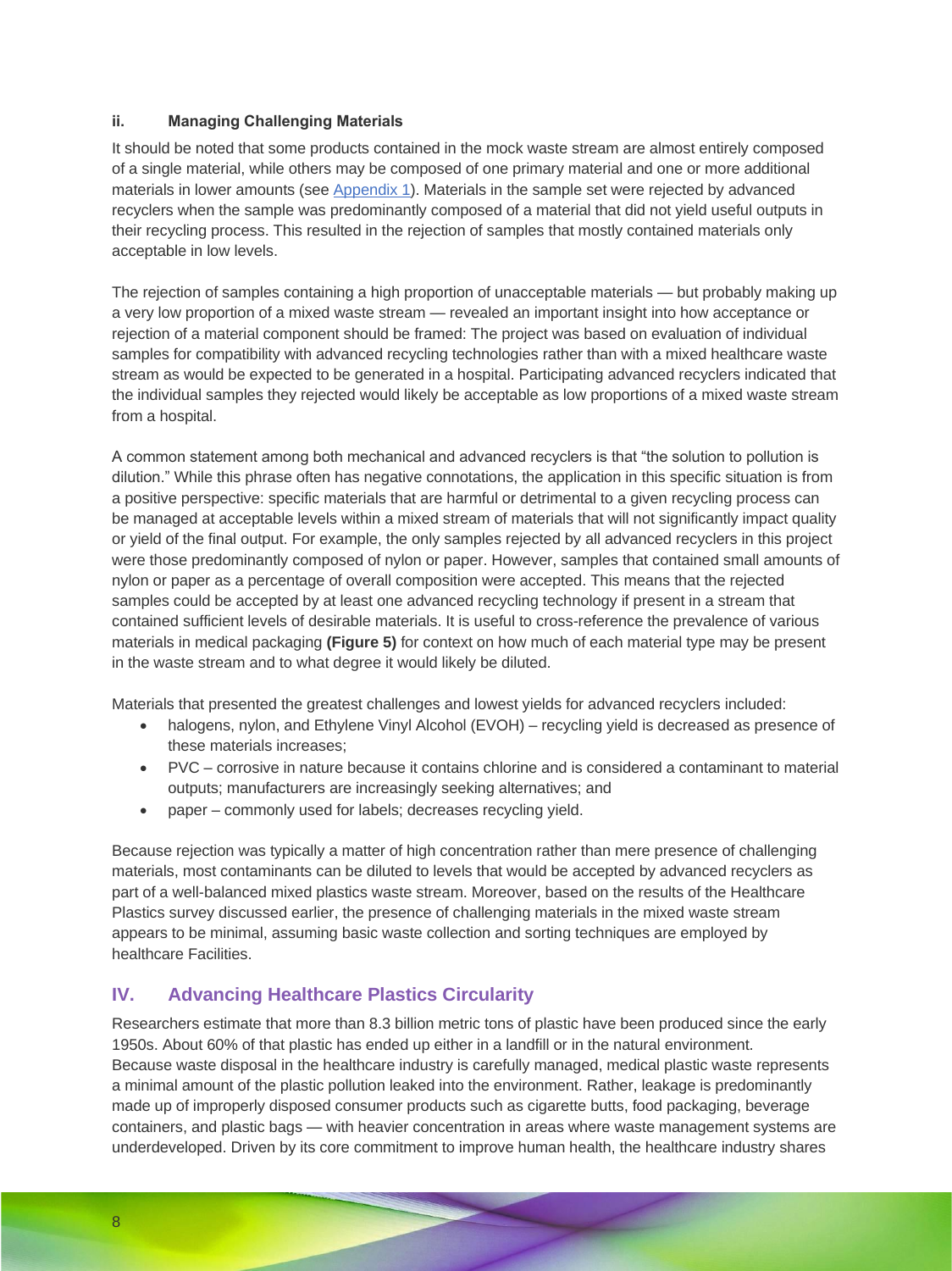### ii. Managing Challenging Materials

It should be noted that some products contained in the mock waste stream are almost entirely composed of a single material, while others may be composed of one primary material and one or more additional materials in lower amounts (see Appendix 1). Materials in the sample set were rejected by advanced recyclers when the sample was predominantly composed of a material that did not yield useful outputs in their recycling process. This resulted in the rejection of samples that mostly contained materials only acceptable in low levels.

The rejection of samples containing a high proportion of unacceptable materials — but probably making up a very low proportion of a mixed waste stream — revealed an important insight into how acceptance or rejection of a material component should be framed: The project was based on evaluation of individual samples for compatibility with advanced recycling technologies rather than with a mixed healthcare waste stream as would be expected to be generated in a hospital. Participating advanced recyclers indicated that the individual samples they rejected would likely be acceptable as low proportions of a mixed waste stream from a hospital.

A common statement among both mechanical and advanced recyclers is that "the solution to pollution is dilution." While this phrase often has negative connotations, the application in this specific situation is from a positive perspective: specific materials that are harmful or detrimental to a given recycling process can be managed at acceptable levels within a mixed stream of materials that will not significantly impact quality or yield of the final output. For example, the only samples rejected by all advanced recyclers in this project were those predominantly composed of nylon or paper. However, samples that contained small amounts of nylon or paper as a percentage of overall composition were accepted. This means that the rejected samples could be accepted by at least one advanced recycling technology if present in a stream that contained sufficient levels of desirable materials. It is useful to cross-reference the prevalence of various materials in medical packaging **(Figure 5)** for context on how much of each material type may be present in the waste stream and to what degree it would likely be diluted.

Materials that presented the greatest challenges and lowest yields for advanced recyclers included:

- halogens, nylon, and Ethylene Vinyl Alcohol (EVOH) – recycling yield is decreased as presence of these materials increases;
- PVC – corrosive in nature because it contains chlorine and is considered a contaminant to material outputs; manufacturers are increasingly seeking alternatives; and
- paper – commonly used for labels; decreases recycling yield.

Because rejection was typically a matter of high concentration rather than mere presence of challenging materials, most contaminants can be diluted to levels that would be accepted by advanced recyclers as part of a well-balanced mixed plastics waste stream. Moreover, based on the results of the Healthcare Plastics survey discussed earlier, the presence of challenging materials in the mixed waste stream appears to be minimal, assuming basic waste collection and sorting techniques are employed by healthcare Facilities.

## IV. Advancing Healthcare Plastics Circularity

Researchers estimate that more than 8.3 billion metric tons of plastic have been produced since the early 1950s. About 60% of that plastic has ended up either in a landfill or in the natural environment. Because waste disposal in the healthcare industry is carefully managed, medical plastic waste represents a minimal amount of the plastic pollution leaked into the environment. Rather, leakage is predominantly made up of improperly disposed consumer products such as cigarette butts, food packaging, beverage containers, and plastic bags — with heavier concentration in areas where waste management systems are underdeveloped. Driven by its core commitment to improve human health, the healthcare industry shares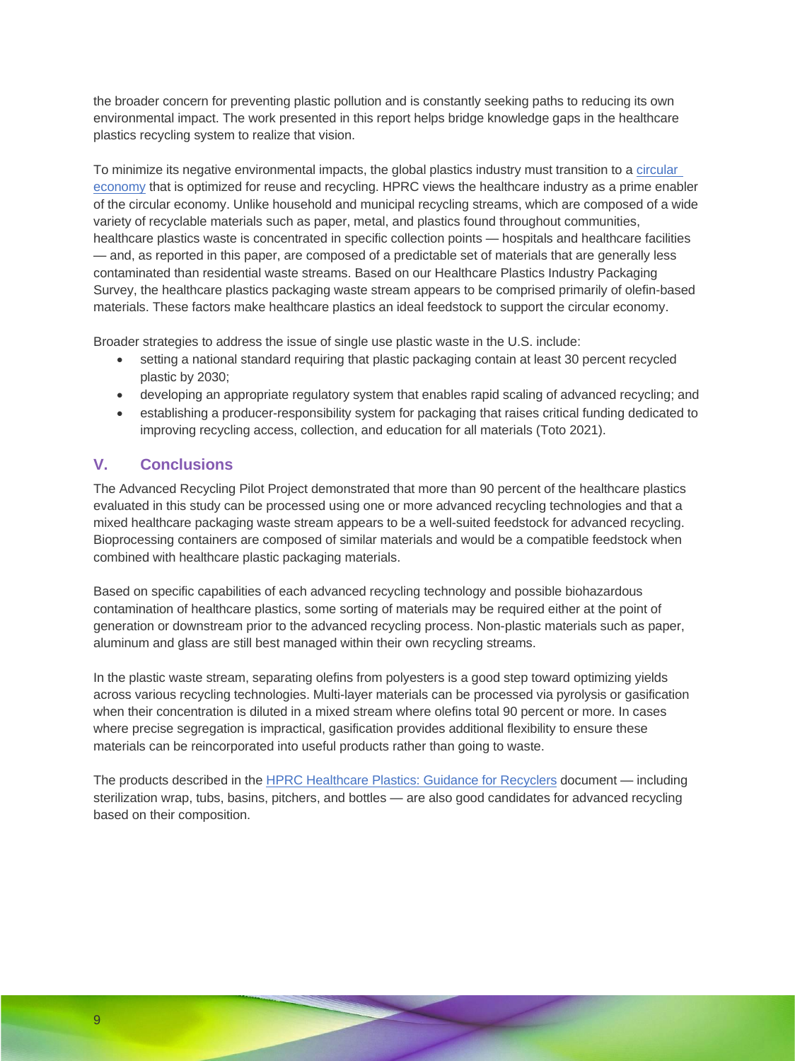the broader concern for preventing plastic pollution and is constantly seeking paths to reducing its own environmental impact. The work presented in this report helps bridge knowledge gaps in the healthcare plastics recycling system to realize that vision.

To minimize its negative environmental impacts, the global plastics industry must transition to a circular economy that is optimized for reuse and recycling. HPRC views the healthcare industry as a prime enabler of the circular economy. Unlike household and municipal recycling streams, which are composed of a wide variety of recyclable materials such as paper, metal, and plastics found throughout communities, healthcare plastics waste is concentrated in specific collection points — hospitals and healthcare facilities — and, as reported in this paper, are composed of a predictable set of materials that are generally less contaminated than residential waste streams. Based on our Healthcare Plastics Industry Packaging Survey, the healthcare plastics packaging waste stream appears to be comprised primarily of olefin-based materials. These factors make healthcare plastics an ideal feedstock to support the circular economy.

Broader strategies to address the issue of single use plastic waste in the U.S. include:

- setting a national standard requiring that plastic packaging contain at least 30 percent recycled plastic by 2030;
- developing an appropriate regulatory system that enables rapid scaling of advanced recycling; and
- establishing a producer-responsibility system for packaging that raises critical funding dedicated to improving recycling access, collection, and education for all materials (Toto 2021).

## V. Conclusions

The Advanced Recycling Pilot Project demonstrated that more than 90 percent of the healthcare plastics evaluated in this study can be processed using one or more advanced recycling technologies and that a mixed healthcare packaging waste stream appears to be a well-suited feedstock for advanced recycling. Bioprocessing containers are composed of similar materials and would be a compatible feedstock when combined with healthcare plastic packaging materials.

Based on specific capabilities of each advanced recycling technology and possible biohazardous contamination of healthcare plastics, some sorting of materials may be required either at the point of generation or downstream prior to the advanced recycling process. Non-plastic materials such as paper, aluminum and glass are still best managed within their own recycling streams.

In the plastic waste stream, separating olefins from polyesters is a good step toward optimizing yields across various recycling technologies. Multi-layer materials can be processed via pyrolysis or gasification when their concentration is diluted in a mixed stream where olefins total 90 percent or more. In cases where precise segregation is impractical, gasification provides additional flexibility to ensure these materials can be reincorporated into useful products rather than going to waste.

The products described in the HPRC Healthcare Plastics: Guidance for Recyclers document — including sterilization wrap, tubs, basins, pitchers, and bottles — are also good candidates for advanced recycling based on their composition.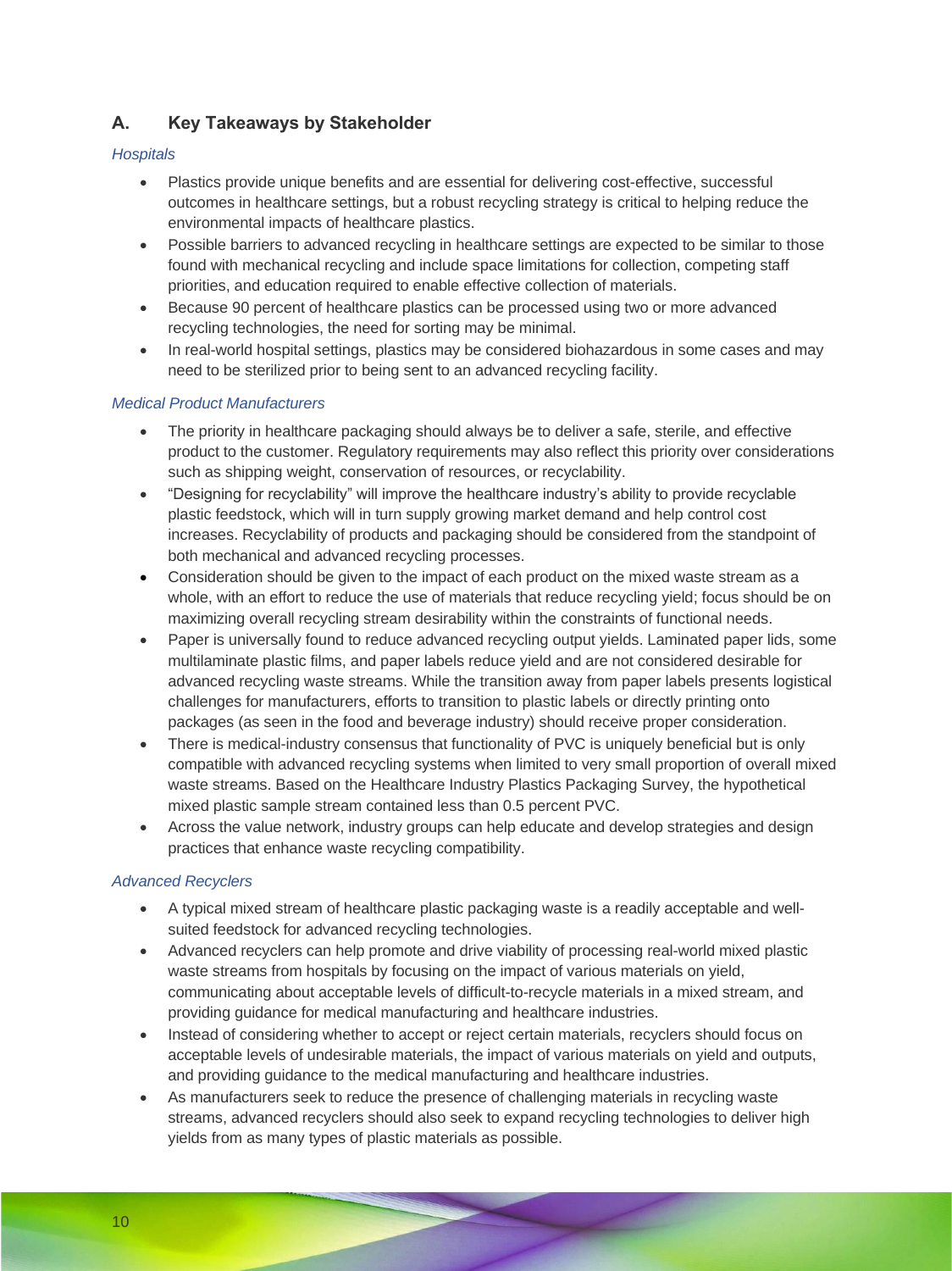## A. Key Takeaways by Stakeholder

*Hospitals*

- Plastics provide unique benefits and are essential for delivering cost-effective, successful outcomes in healthcare settings, but a robust recycling strategy is critical to helping reduce the environmental impacts of healthcare plastics.
- Possible barriers to advanced recycling in healthcare settings are expected to be similar to those found with mechanical recycling and include space limitations for collection, competing staff priorities, and education required to enable effective collection of materials.
- Because 90 percent of healthcare plastics can be processed using two or more advanced recycling technologies, the need for sorting may be minimal.
- In real-world hospital settings, plastics may be considered biohazardous in some cases and may need to be sterilized prior to being sent to an advanced recycling facility.

*Medical Product Manufacturers*

- The priority in healthcare packaging should always be to deliver a safe, sterile, and effective product to the customer. Regulatory requirements may also reflect this priority over considerations such as shipping weight, conservation of resources, or recyclability.
- "Designing for recyclability" will improve the healthcare industry's ability to provide recyclable plastic feedstock, which will in turn supply growing market demand and help control cost increases. Recyclability of products and packaging should be considered from the standpoint of both mechanical and advanced recycling processes.
- Consideration should be given to the impact of each product on the mixed waste stream as a whole, with an effort to reduce the use of materials that reduce recycling yield; focus should be on maximizing overall recycling stream desirability within the constraints of functional needs.
- Paper is universally found to reduce advanced recycling output yields. Laminated paper lids, some multilaminate plastic films, and paper labels reduce yield and are not considered desirable for advanced recycling waste streams. While the transition away from paper labels presents logistical challenges for manufacturers, efforts to transition to plastic labels or directly printing onto packages (as seen in the food and beverage industry) should receive proper consideration.
- There is medical-industry consensus that functionality of PVC is uniquely beneficial but is only compatible with advanced recycling systems when limited to very small proportion of overall mixed waste streams. Based on the Healthcare Industry Plastics Packaging Survey, the hypothetical mixed plastic sample stream contained less than 0.5 percent PVC.
- Across the value network, industry groups can help educate and develop strategies and design practices that enhance waste recycling compatibility.

*Advanced Recyclers*

- A typical mixed stream of healthcare plastic packaging waste is a readily acceptable and well-suited feedstock for advanced recycling technologies.
- Advanced recyclers can help promote and drive viability of processing real-world mixed plastic waste streams from hospitals by focusing on the impact of various materials on yield, communicating about acceptable levels of difficult-to-recycle materials in a mixed stream, and providing guidance for medical manufacturing and healthcare industries.
- Instead of considering whether to accept or reject certain materials, recyclers should focus on acceptable levels of undesirable materials, the impact of various materials on yield and outputs, and providing guidance to the medical manufacturing and healthcare industries.
- As manufacturers seek to reduce the presence of challenging materials in recycling waste streams, advanced recyclers should also seek to expand recycling technologies to deliver high yields from as many types of plastic materials as possible.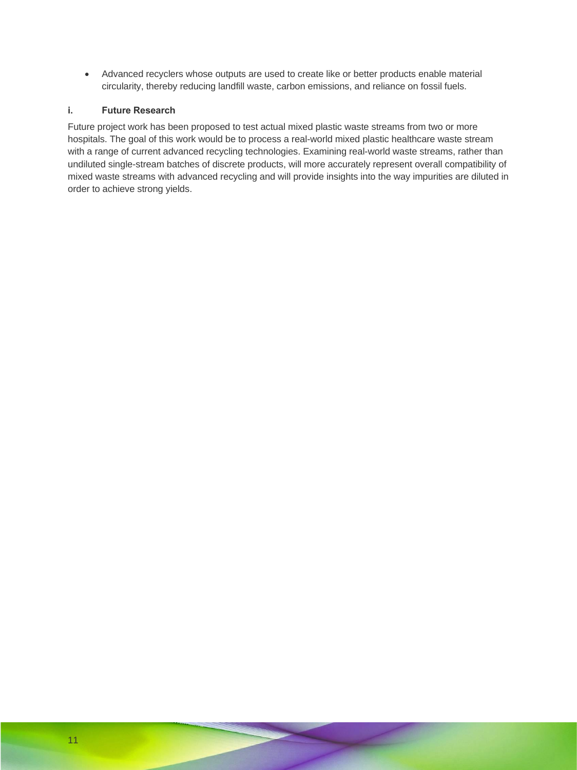- Advanced recyclers whose outputs are used to create like or better products enable material circularity, thereby reducing landfill waste, carbon emissions, and reliance on fossil fuels.

### i. Future Research

Future project work has been proposed to test actual mixed plastic waste streams from two or more hospitals. The goal of this work would be to process a real-world mixed plastic healthcare waste stream with a range of current advanced recycling technologies. Examining real-world waste streams, rather than undiluted single-stream batches of discrete products, will more accurately represent overall compatibility of mixed waste streams with advanced recycling and will provide insights into the way impurities are diluted in order to achieve strong yields.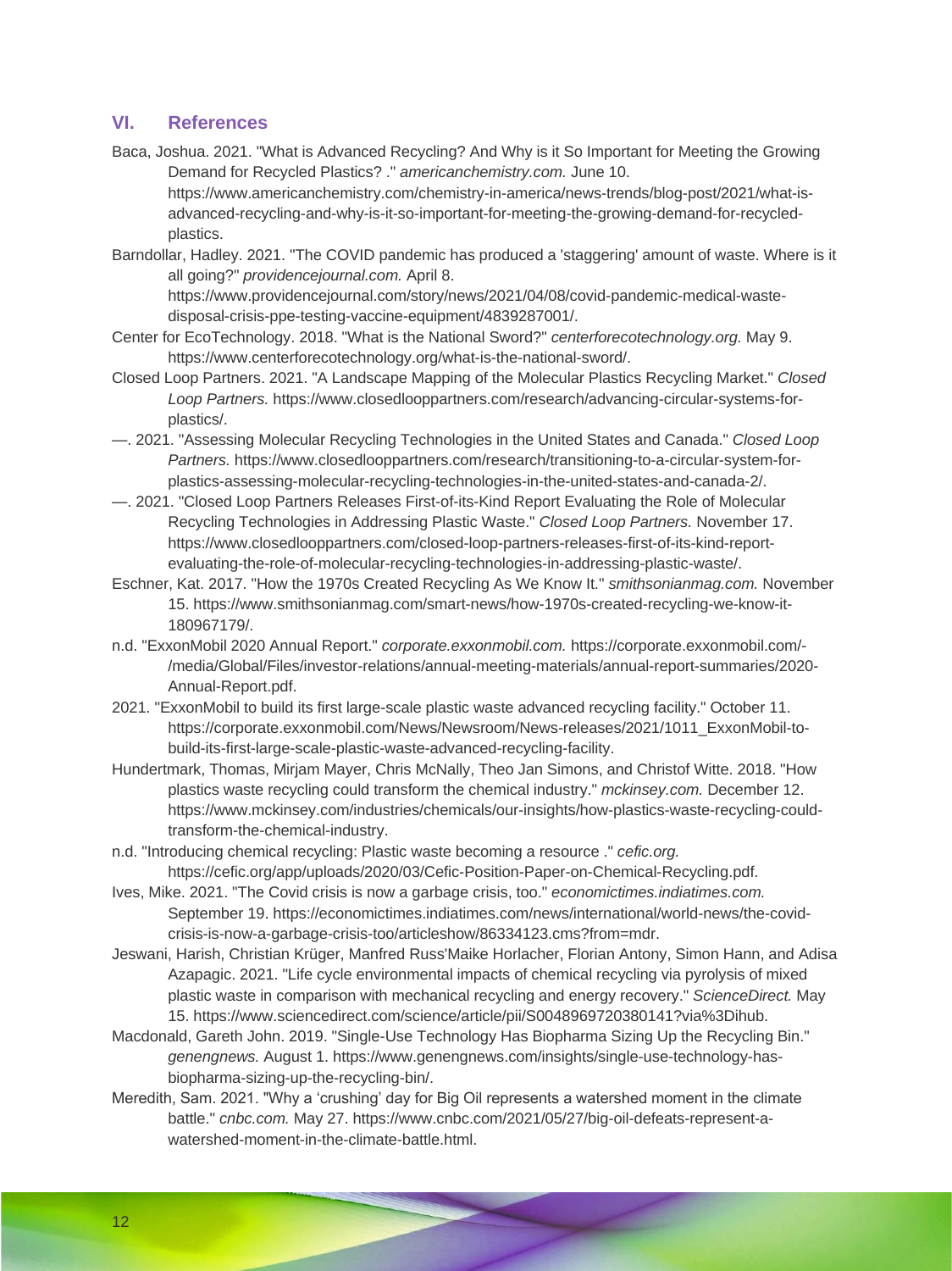## VI. References

Baca, Joshua. 2021. "What is Advanced Recycling? And Why is it So Important for Meeting the Growing Demand for Recycled Plastics? ." *americanchemistry.com.* June 10. https://www.americanchemistry.com/chemistry-in-america/news-trends/blog-post/2021/what-is-advanced-recycling-and-why-is-it-so-important-for-meeting-the-growing-demand-for-recycled-plastics.

Barndollar, Hadley. 2021. "The COVID pandemic has produced a 'staggering' amount of waste. Where is it all going?" *providencejournal.com.* April 8. https://www.providencejournal.com/story/news/2021/04/08/covid-pandemic-medical-waste-disposal-crisis-ppe-testing-vaccine-equipment/4839287001/.

Center for EcoTechnology. 2018. "What is the National Sword?" *centerforecotechnology.org.* May 9. https://www.centerforecotechnology.org/what-is-the-national-sword/.

Closed Loop Partners. 2021. "A Landscape Mapping of the Molecular Plastics Recycling Market." *Closed Loop Partners.* https://www.closedlooppartners.com/research/advancing-circular-systems-for-plastics/.

—. 2021. "Assessing Molecular Recycling Technologies in the United States and Canada." *Closed Loop Partners.* https://www.closedlooppartners.com/research/transitioning-to-a-circular-system-for-plastics-assessing-molecular-recycling-technologies-in-the-united-states-and-canada-2/.

—. 2021. "Closed Loop Partners Releases First-of-its-Kind Report Evaluating the Role of Molecular Recycling Technologies in Addressing Plastic Waste." *Closed Loop Partners.* November 17. https://www.closedlooppartners.com/closed-loop-partners-releases-first-of-its-kind-report-evaluating-the-role-of-molecular-recycling-technologies-in-addressing-plastic-waste/.

Eschner, Kat. 2017. "How the 1970s Created Recycling As We Know It." *smithsonianmag.com.* November 15. https://www.smithsonianmag.com/smart-news/how-1970s-created-recycling-we-know-it-180967179/.

n.d. "ExxonMobil 2020 Annual Report." *corporate.exxonmobil.com.* https://corporate.exxonmobil.com/-/media/Global/Files/investor-relations/annual-meeting-materials/annual-report-summaries/2020-Annual-Report.pdf.

2021. "ExxonMobil to build its first large-scale plastic waste advanced recycling facility." October 11. https://corporate.exxonmobil.com/News/Newsroom/News-releases/2021/1011_ExxonMobil-to-build-its-first-large-scale-plastic-waste-advanced-recycling-facility.

Hundertmark, Thomas, Mirjam Mayer, Chris McNally, Theo Jan Simons, and Christof Witte. 2018. "How plastics waste recycling could transform the chemical industry." *mckinsey.com.* December 12. https://www.mckinsey.com/industries/chemicals/our-insights/how-plastics-waste-recycling-could-transform-the-chemical-industry.

n.d. "Introducing chemical recycling: Plastic waste becoming a resource ." *cefic.org.* https://cefic.org/app/uploads/2020/03/Cefic-Position-Paper-on-Chemical-Recycling.pdf.

Ives, Mike. 2021. "The Covid crisis is now a garbage crisis, too." *economictimes.indiatimes.com.* September 19. https://economictimes.indiatimes.com/news/international/world-news/the-covid-crisis-is-now-a-garbage-crisis-too/articleshow/86334123.cms?from=mdr.

Jeswani, Harish, Christian Krüger, Manfred Russ'Maike Horlacher, Florian Antony, Simon Hann, and Adisa Azapagic. 2021. "Life cycle environmental impacts of chemical recycling via pyrolysis of mixed plastic waste in comparison with mechanical recycling and energy recovery." *ScienceDirect.* May 15. https://www.sciencedirect.com/science/article/pii/S0048969720380141?via%3Dihub.

Macdonald, Gareth John. 2019. "Single-Use Technology Has Biopharma Sizing Up the Recycling Bin." *genengnews.* August 1. https://www.genengnews.com/insights/single-use-technology-has-biopharma-sizing-up-the-recycling-bin/.

Meredith, Sam. 2021. "Why a 'crushing' day for Big Oil represents a watershed moment in the climate battle." *cnbc.com.* May 27. https://www.cnbc.com/2021/05/27/big-oil-defeats-represent-a-watershed-moment-in-the-climate-battle.html.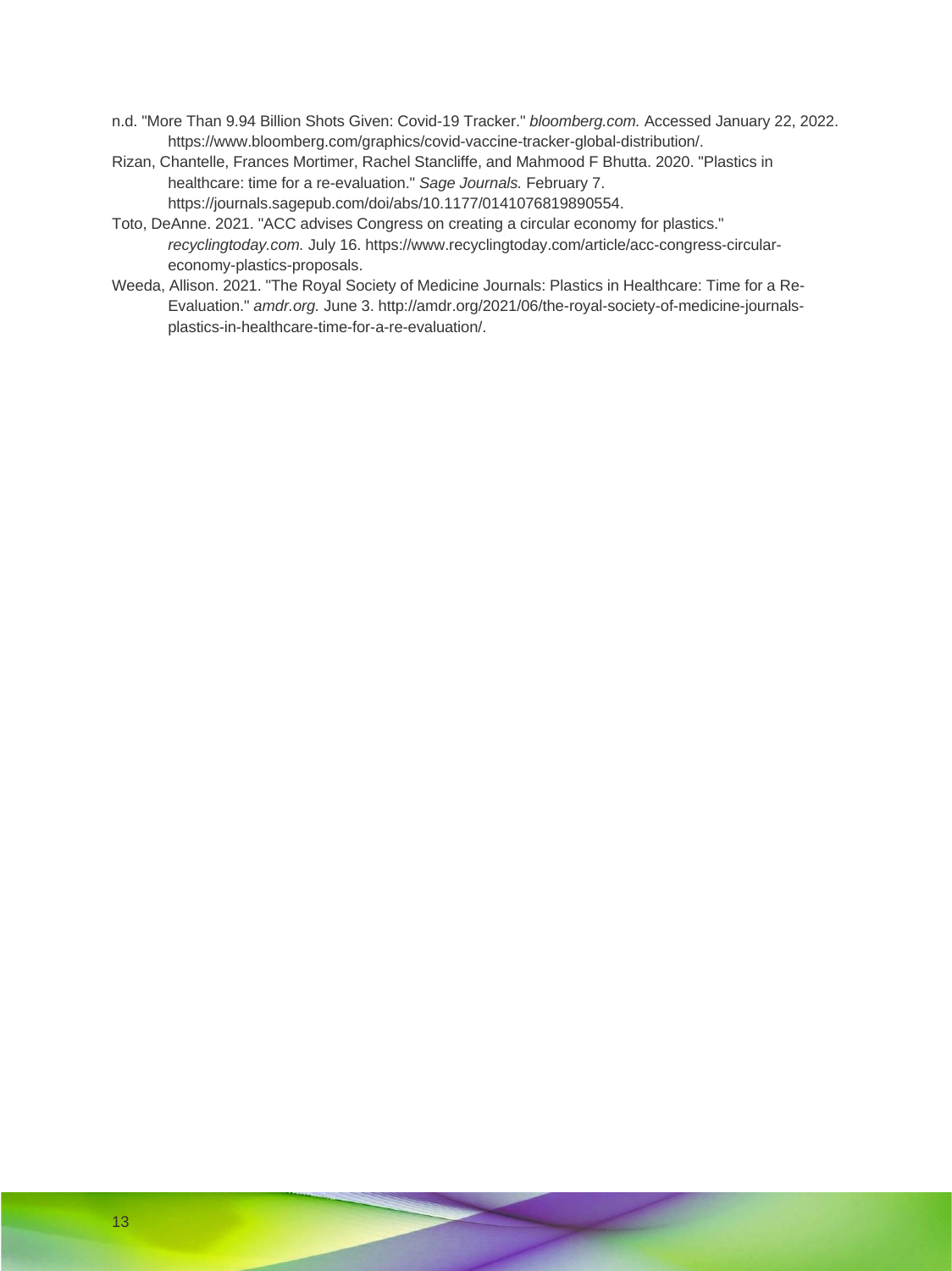n.d. "More Than 9.94 Billion Shots Given: Covid-19 Tracker." *bloomberg.com.* Accessed January 22, 2022. https://www.bloomberg.com/graphics/covid-vaccine-tracker-global-distribution/.

Rizan, Chantelle, Frances Mortimer, Rachel Stancliffe, and Mahmood F Bhutta. 2020. "Plastics in healthcare: time for a re-evaluation." *Sage Journals.* February 7. https://journals.sagepub.com/doi/abs/10.1177/0141076819890554.

Toto, DeAnne. 2021. "ACC advises Congress on creating a circular economy for plastics." *recyclingtoday.com.* July 16. https://www.recyclingtoday.com/article/acc-congress-circular-economy-plastics-proposals.

Weeda, Allison. 2021. "The Royal Society of Medicine Journals: Plastics in Healthcare: Time for a Re-Evaluation." *amdr.org.* June 3. http://amdr.org/2021/06/the-royal-society-of-medicine-journals-plastics-in-healthcare-time-for-a-re-evaluation/.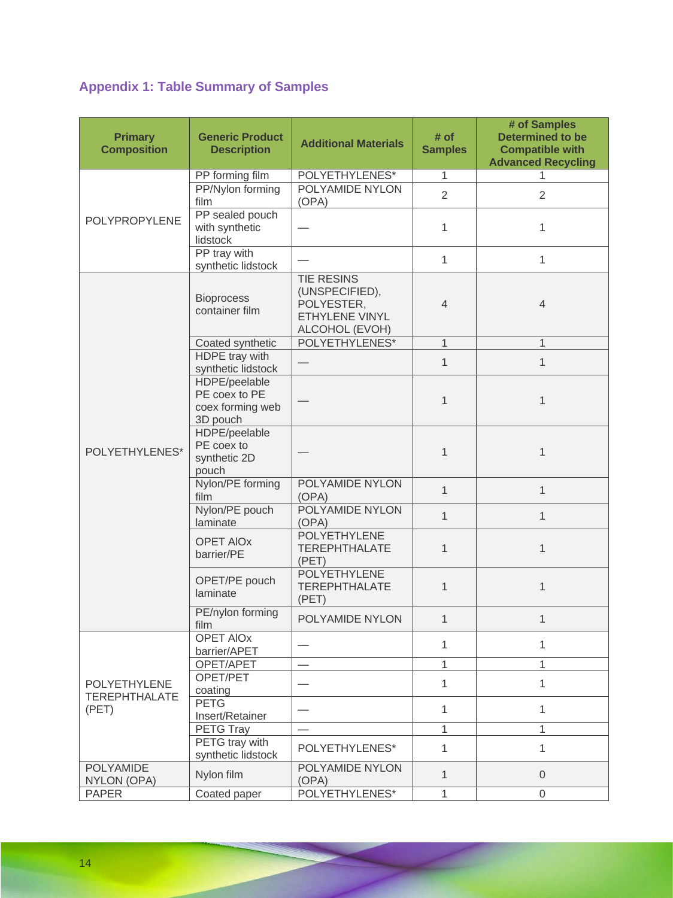## Appendix 1: Table Summary of Samples

| Primary Composition | Generic Product Description | Additional Materials | # of Samples | # of Samples Determined to be Compatible with Advanced Recycling |
|---|---|---|---|---|
| POLYPROPYLENE | PP forming film | POLYETHYLENES* | 1 | 1 |
| | PP/Nylon forming film | POLYAMIDE NYLON (OPA) | 2 | 2 |
| | PP sealed pouch with synthetic lidstock | — | 1 | 1 |
| | PP tray with synthetic lidstock | — | 1 | 1 |
| POLYETHYLENES* | Bioprocess container film | TIE RESINS (UNSPECIFIED), POLYESTER, ETHYLENE VINYL ALCOHOL (EVOH) | 4 | 4 |
| | Coated synthetic | POLYETHYLENES* | 1 | 1 |
| | HDPE tray with synthetic lidstock | — | 1 | 1 |
| | HDPE/peelable PE coex to PE coex forming web 3D pouch | — | 1 | 1 |
| | HDPE/peelable PE coex to synthetic 2D pouch | — | 1 | 1 |
| | Nylon/PE forming film | POLYAMIDE NYLON (OPA) | 1 | 1 |
| | Nylon/PE pouch laminate | POLYAMIDE NYLON (OPA) | 1 | 1 |
| | OPET AlOx barrier/PE | POLYETHYLENE TEREPHTHALATE (PET) | 1 | 1 |
| | OPET/PE pouch laminate | POLYETHYLENE TEREPHTHALATE (PET) | 1 | 1 |
| | PE/nylon forming film | POLYAMIDE NYLON | 1 | 1 |
| POLYETHYLENE TEREPHTHALATE (PET) | OPET AlOx barrier/APET | — | 1 | 1 |
| | OPET/APET | — | 1 | 1 |
| | OPET/PET coating | — | 1 | 1 |
| | PETG Insert/Retainer | — | 1 | 1 |
| | PETG Tray | — | 1 | 1 |
| | PETG tray with synthetic lidstock | POLYETHYLENES* | 1 | 1 |
| POLYAMIDE NYLON (OPA) | Nylon film | POLYAMIDE NYLON (OPA) | 1 | 0 |
| PAPER | Coated paper | POLYETHYLENES* | 1 | 0 |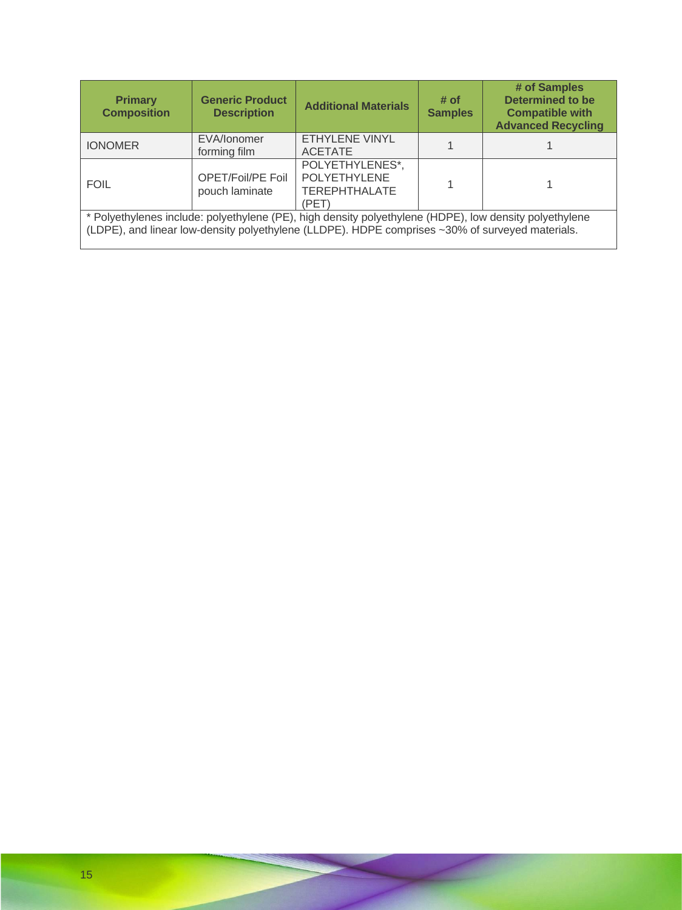| Primary Composition | Generic Product Description | Additional Materials | # of Samples | # of Samples Determined to be Compatible with Advanced Recycling |
|---|---|---|---|---|
| IONOMER | EVA/Ionomer forming film | ETHYLENE VINYL ACETATE | 1 | 1 |
| FOIL | OPET/Foil/PE Foil pouch laminate | POLYETHYLENES*, POLYETHYLENE TEREPHTHALATE (PET) | 1 | 1 |

* Polyethylenes include: polyethylene (PE), high density polyethylene (HDPE), low density polyethylene (LDPE), and linear low-density polyethylene (LLDPE). HDPE comprises ~30% of surveyed materials.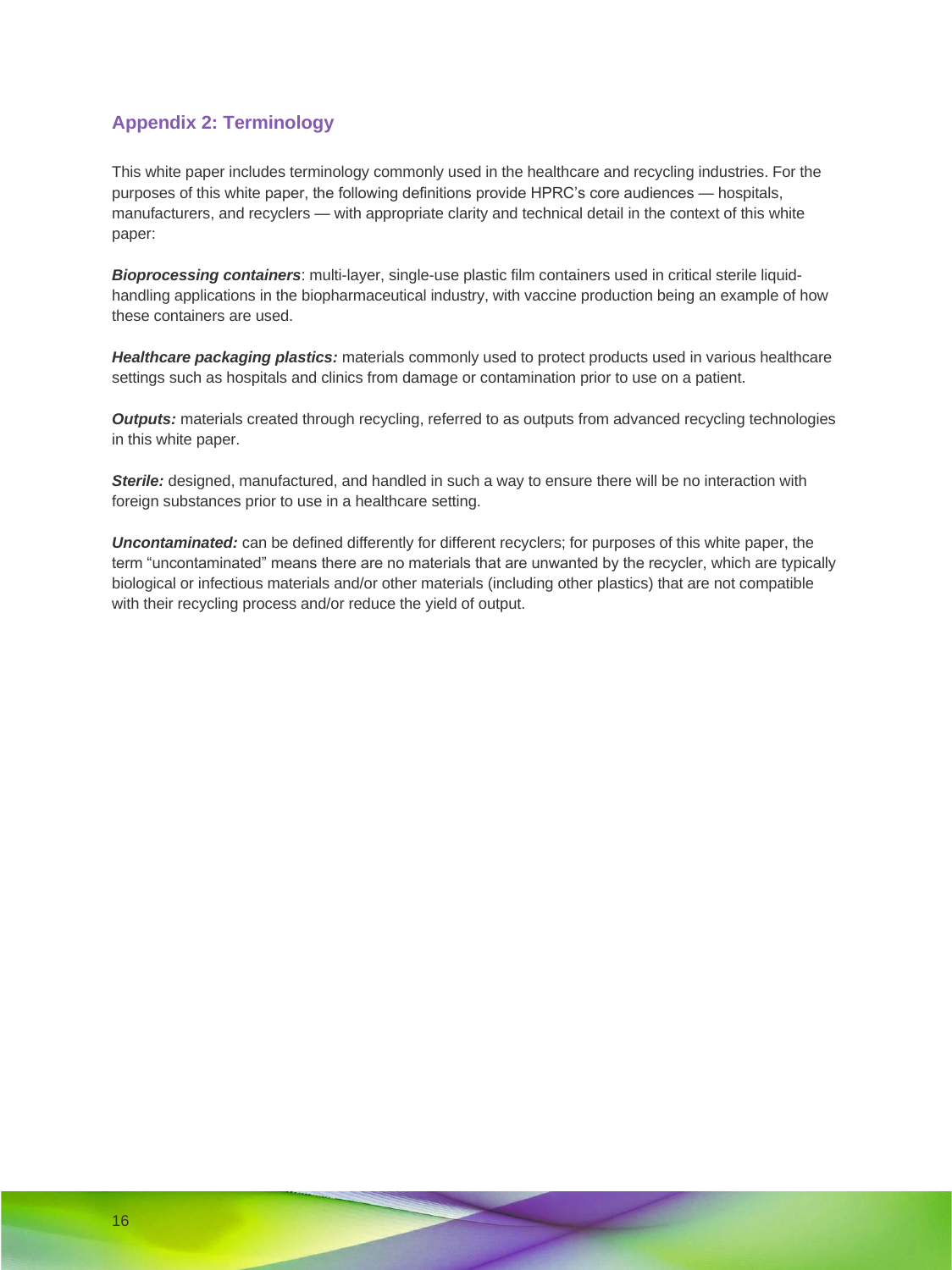## Appendix 2: Terminology

This white paper includes terminology commonly used in the healthcare and recycling industries. For the purposes of this white paper, the following definitions provide HPRC's core audiences — hospitals, manufacturers, and recyclers — with appropriate clarity and technical detail in the context of this white paper:

***Bioprocessing containers***: multi-layer, single-use plastic film containers used in critical sterile liquid-handling applications in the biopharmaceutical industry, with vaccine production being an example of how these containers are used.

***Healthcare packaging plastics:*** materials commonly used to protect products used in various healthcare settings such as hospitals and clinics from damage or contamination prior to use on a patient.

***Outputs:*** materials created through recycling, referred to as outputs from advanced recycling technologies in this white paper.

***Sterile:*** designed, manufactured, and handled in such a way to ensure there will be no interaction with foreign substances prior to use in a healthcare setting.

***Uncontaminated:*** can be defined differently for different recyclers; for purposes of this white paper, the term "uncontaminated" means there are no materials that are unwanted by the recycler, which are typically biological or infectious materials and/or other materials (including other plastics) that are not compatible with their recycling process and/or reduce the yield of output.